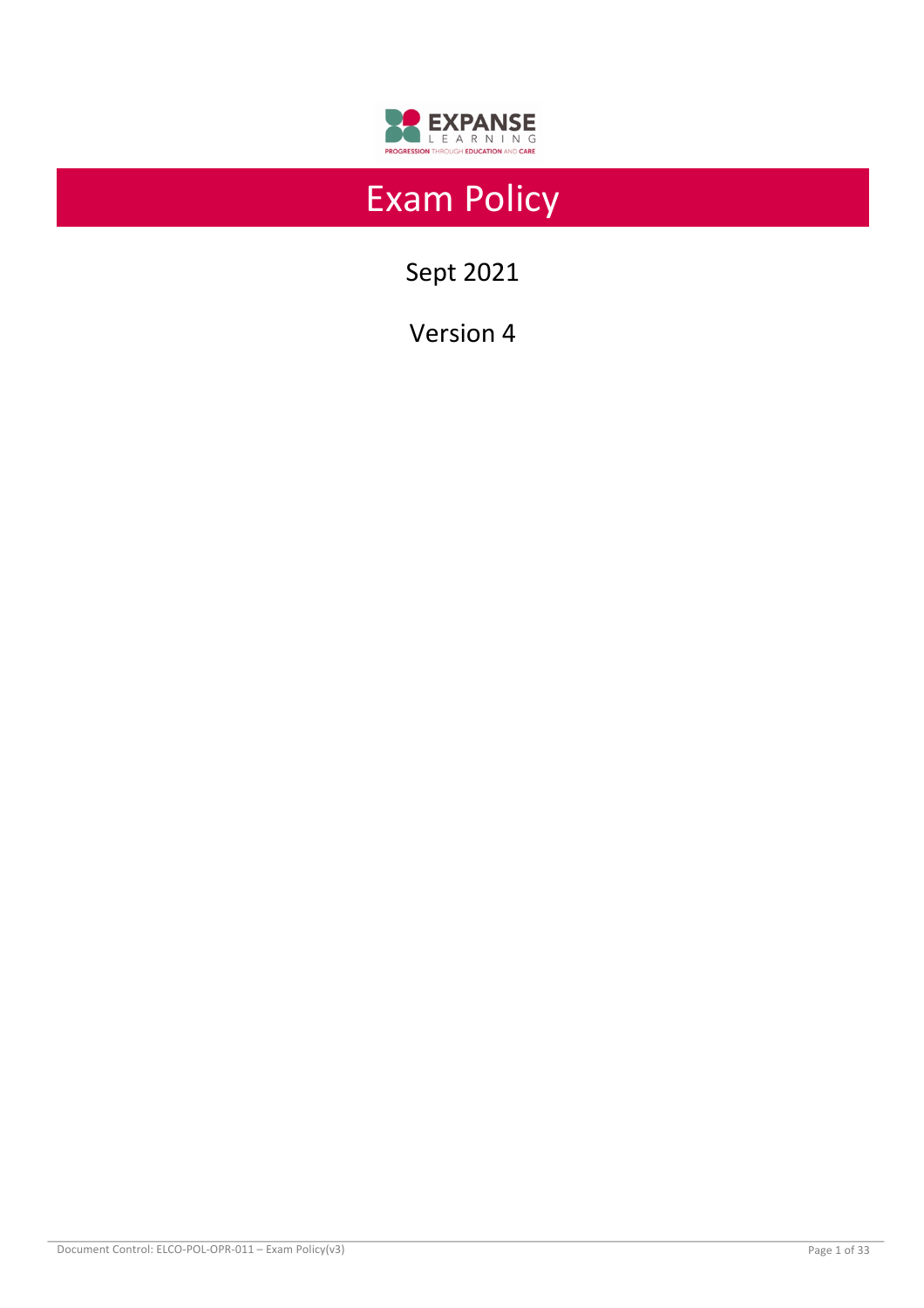# Exam Policy

Sept 2021

Version 4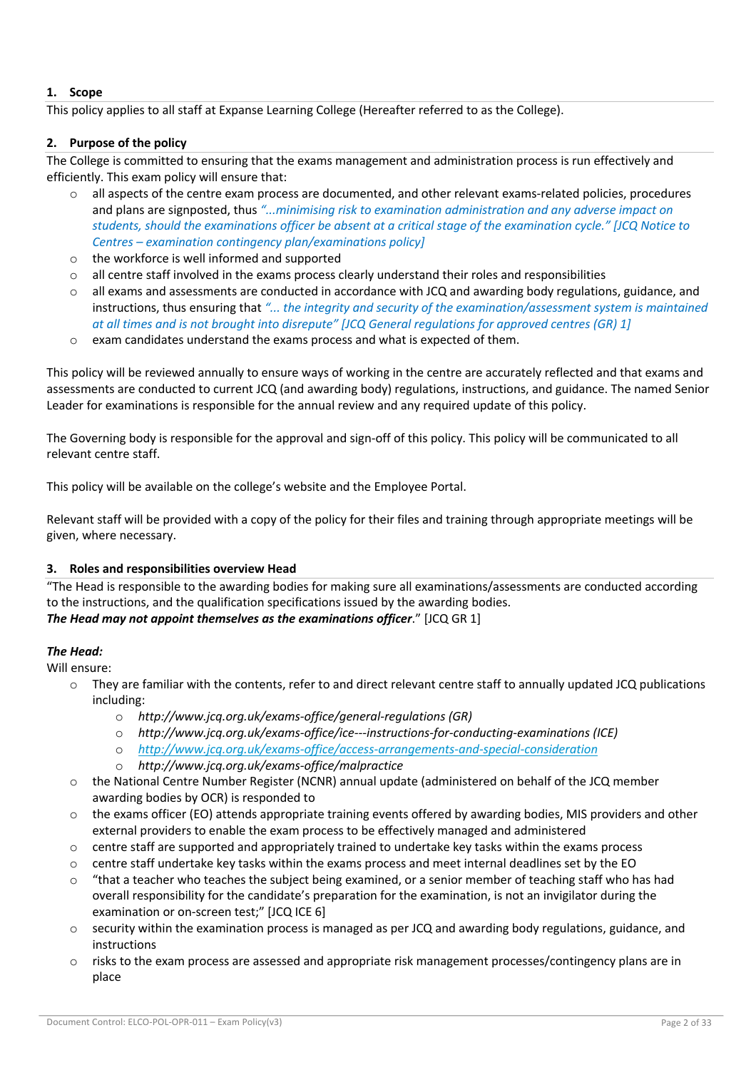## 1. Scope

This policy applies to all staff at Expanse Learning College (Hereafter referred to as the College).

## 2. Purpose of the policy

The College is committed to ensuring that the exams management and administration process is run effectively and efficiently. This exam policy will ensure that:

- all aspects of the centre exam process are documented, and other relevant exams-related policies, procedures and plans are signposted, thus *"...minimising risk to examination administration and any adverse impact on students, should the examinations officer be absent at a critical stage of the examination cycle." [JCQ Notice to Centres – examination contingency plan/examinations policy]*
- the workforce is well informed and supported
- all centre staff involved in the exams process clearly understand their roles and responsibilities
- all exams and assessments are conducted in accordance with JCQ and awarding body regulations, guidance, and instructions, thus ensuring that *"... the integrity and security of the examination/assessment system is maintained at all times and is not brought into disrepute" [JCQ General regulations for approved centres (GR) 1]*
- exam candidates understand the exams process and what is expected of them.

This policy will be reviewed annually to ensure ways of working in the centre are accurately reflected and that exams and assessments are conducted to current JCQ (and awarding body) regulations, instructions, and guidance. The named Senior Leader for examinations is responsible for the annual review and any required update of this policy.

The Governing body is responsible for the approval and sign-off of this policy. This policy will be communicated to all relevant centre staff.

This policy will be available on the college's website and the Employee Portal.

Relevant staff will be provided with a copy of the policy for their files and training through appropriate meetings will be given, where necessary.

## 3. Roles and responsibilities overview Head

"The Head is responsible to the awarding bodies for making sure all examinations/assessments are conducted according to the instructions, and the qualification specifications issued by the awarding bodies.
***The Head may not appoint themselves as the examinations officer***." [JCQ GR 1]

***The Head:***

Will ensure:

- They are familiar with the contents, refer to and direct relevant centre staff to annually updated JCQ publications including:
  - *http://www.jcq.org.uk/exams-office/general-regulations (GR)*
  - *http://www.jcq.org.uk/exams-office/ice---instructions-for-conducting-examinations (ICE)*
  - *http://www.jcq.org.uk/exams-office/access-arrangements-and-special-consideration*
  - *http://www.jcq.org.uk/exams-office/malpractice*
- the National Centre Number Register (NCNR) annual update (administered on behalf of the JCQ member awarding bodies by OCR) is responded to
- the exams officer (EO) attends appropriate training events offered by awarding bodies, MIS providers and other external providers to enable the exam process to be effectively managed and administered
- centre staff are supported and appropriately trained to undertake key tasks within the exams process
- centre staff undertake key tasks within the exams process and meet internal deadlines set by the EO
- "that a teacher who teaches the subject being examined, or a senior member of teaching staff who has had overall responsibility for the candidate's preparation for the examination, is not an invigilator during the examination or on-screen test;" [JCQ ICE 6]
- security within the examination process is managed as per JCQ and awarding body regulations, guidance, and instructions
- risks to the exam process are assessed and appropriate risk management processes/contingency plans are in place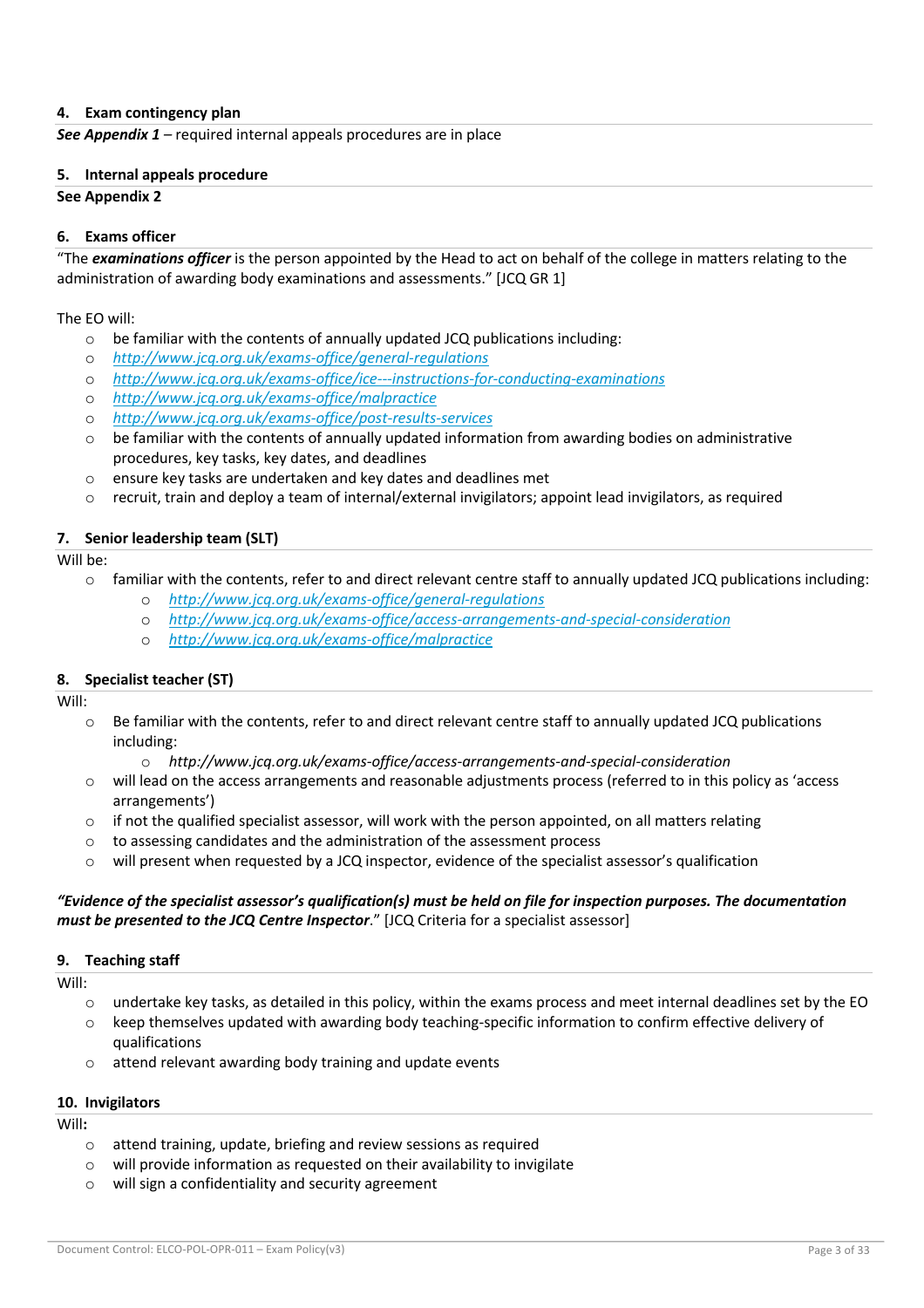## 4. Exam contingency plan

***See Appendix 1*** – required internal appeals procedures are in place

## 5. Internal appeals procedure

**See Appendix 2**

## 6. Exams officer

"The ***examinations officer*** is the person appointed by the Head to act on behalf of the college in matters relating to the administration of awarding body examinations and assessments." [JCQ GR 1]

The EO will:

- be familiar with the contents of annually updated JCQ publications including:
- *http://www.jcq.org.uk/exams-office/general-regulations*
- *http://www.jcq.org.uk/exams-office/ice---instructions-for-conducting-examinations*
- *http://www.jcq.org.uk/exams-office/malpractice*
- *http://www.jcq.org.uk/exams-office/post-results-services*
- be familiar with the contents of annually updated information from awarding bodies on administrative procedures, key tasks, key dates, and deadlines
- ensure key tasks are undertaken and key dates and deadlines met
- recruit, train and deploy a team of internal/external invigilators; appoint lead invigilators, as required

## 7. Senior leadership team (SLT)

Will be:

- familiar with the contents, refer to and direct relevant centre staff to annually updated JCQ publications including:
  - *http://www.jcq.org.uk/exams-office/general-regulations*
  - *http://www.jcq.org.uk/exams-office/access-arrangements-and-special-consideration*
  - *http://www.jcq.org.uk/exams-office/malpractice*

## 8. Specialist teacher (ST)

Will:

- Be familiar with the contents, refer to and direct relevant centre staff to annually updated JCQ publications including:
  - *http://www.jcq.org.uk/exams-office/access-arrangements-and-special-consideration*
- will lead on the access arrangements and reasonable adjustments process (referred to in this policy as 'access arrangements')
- if not the qualified specialist assessor, will work with the person appointed, on all matters relating
- to assessing candidates and the administration of the assessment process
- will present when requested by a JCQ inspector, evidence of the specialist assessor's qualification

***"Evidence of the specialist assessor's qualification(s) must be held on file for inspection purposes. The documentation must be presented to the JCQ Centre Inspector."*** [JCQ Criteria for a specialist assessor]

## 9. Teaching staff

Will:

- undertake key tasks, as detailed in this policy, within the exams process and meet internal deadlines set by the EO
- keep themselves updated with awarding body teaching-specific information to confirm effective delivery of qualifications
- attend relevant awarding body training and update events

## 10. Invigilators

Will**:**

- attend training, update, briefing and review sessions as required
- will provide information as requested on their availability to invigilate
- will sign a confidentiality and security agreement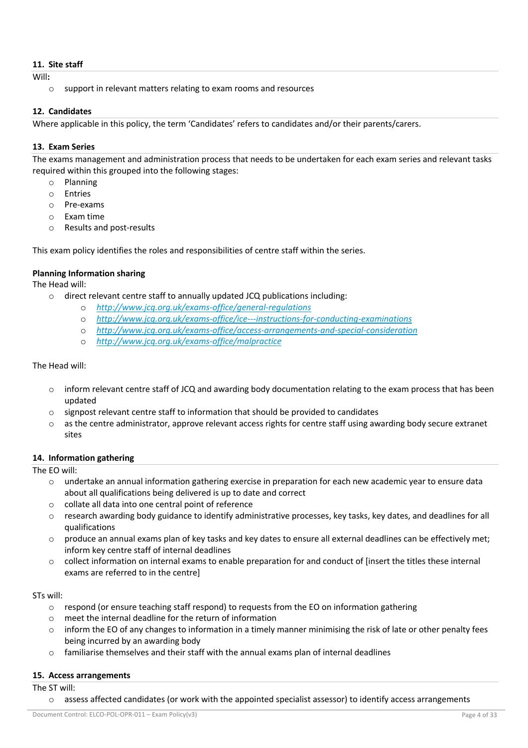### 11. Site staff

Will**:**

- support in relevant matters relating to exam rooms and resources

### 12. Candidates

Where applicable in this policy, the term 'Candidates' refers to candidates and/or their parents/carers.

### 13. Exam Series

The exams management and administration process that needs to be undertaken for each exam series and relevant tasks required within this grouped into the following stages:

- Planning
- Entries
- Pre-exams
- Exam time
- Results and post-results

This exam policy identifies the roles and responsibilities of centre staff within the series.

**Planning Information sharing**

The Head will:

- direct relevant centre staff to annually updated JCQ publications including:
  - *http://www.jcq.org.uk/exams-office/general-regulations*
  - *http://www.jcq.org.uk/exams-office/ice---instructions-for-conducting-examinations*
  - *http://www.jcq.org.uk/exams-office/access-arrangements-and-special-consideration*
  - *http://www.jcq.org.uk/exams-office/malpractice*

The Head will:

- inform relevant centre staff of JCQ and awarding body documentation relating to the exam process that has been updated
- signpost relevant centre staff to information that should be provided to candidates
- as the centre administrator, approve relevant access rights for centre staff using awarding body secure extranet sites

### 14. Information gathering

The EO will:

- undertake an annual information gathering exercise in preparation for each new academic year to ensure data about all qualifications being delivered is up to date and correct
- collate all data into one central point of reference
- research awarding body guidance to identify administrative processes, key tasks, key dates, and deadlines for all qualifications
- produce an annual exams plan of key tasks and key dates to ensure all external deadlines can be effectively met; inform key centre staff of internal deadlines
- collect information on internal exams to enable preparation for and conduct of [insert the titles these internal exams are referred to in the centre]

STs will:

- respond (or ensure teaching staff respond) to requests from the EO on information gathering
- meet the internal deadline for the return of information
- inform the EO of any changes to information in a timely manner minimising the risk of late or other penalty fees being incurred by an awarding body
- familiarise themselves and their staff with the annual exams plan of internal deadlines

### 15. Access arrangements

The ST will:

- assess affected candidates (or work with the appointed specialist assessor) to identify access arrangements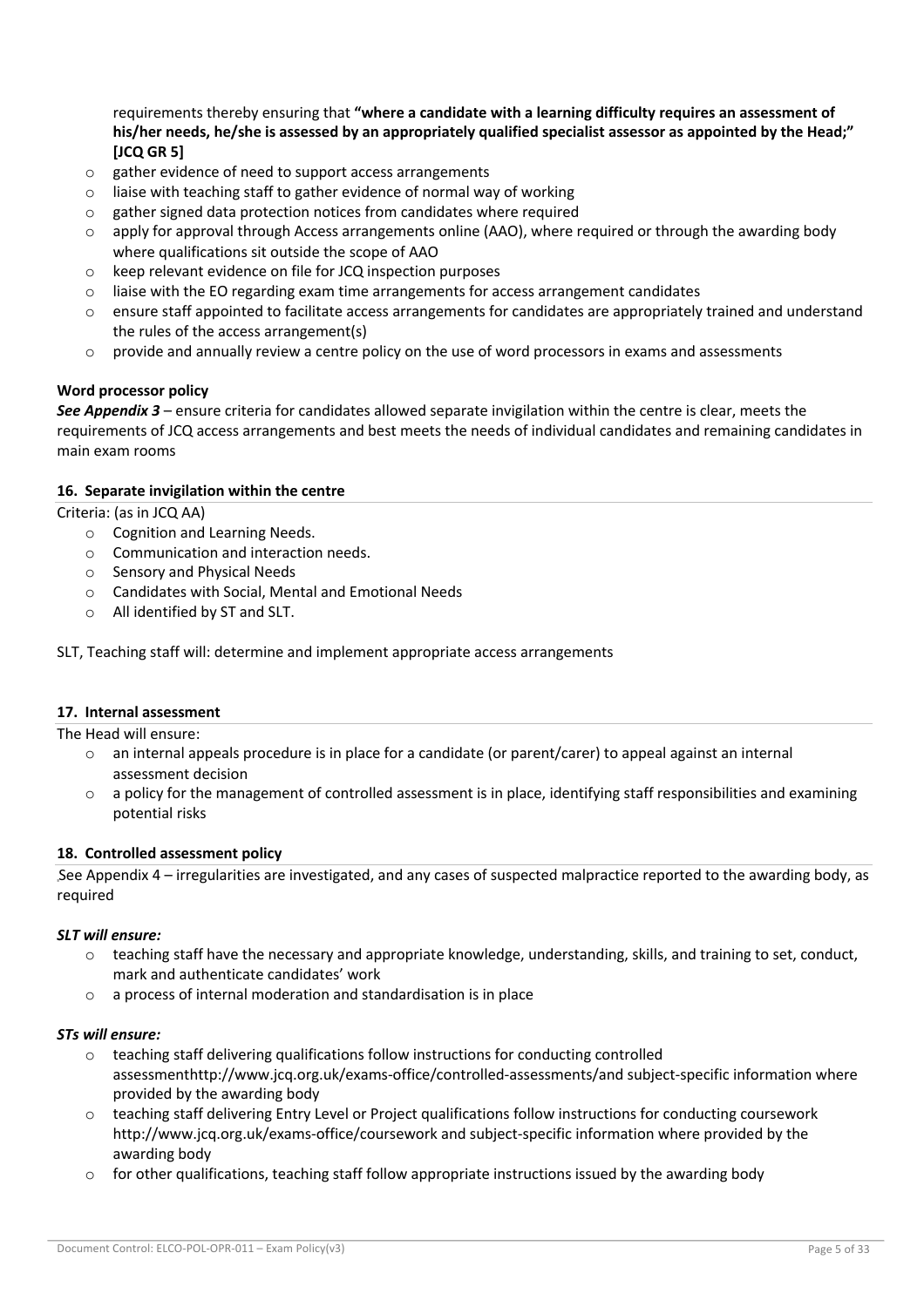requirements thereby ensuring that **"where a candidate with a learning difficulty requires an assessment of his/her needs, he/she is assessed by an appropriately qualified specialist assessor as appointed by the Head;" [JCQ GR 5]**

- gather evidence of need to support access arrangements
- liaise with teaching staff to gather evidence of normal way of working
- gather signed data protection notices from candidates where required
- apply for approval through Access arrangements online (AAO), where required or through the awarding body where qualifications sit outside the scope of AAO
- keep relevant evidence on file for JCQ inspection purposes
- liaise with the EO regarding exam time arrangements for access arrangement candidates
- ensure staff appointed to facilitate access arrangements for candidates are appropriately trained and understand the rules of the access arrangement(s)
- provide and annually review a centre policy on the use of word processors in exams and assessments

**Word processor policy**

***See Appendix 3*** – ensure criteria for candidates allowed separate invigilation within the centre is clear, meets the requirements of JCQ access arrangements and best meets the needs of individual candidates and remaining candidates in main exam rooms

### 16. Separate invigilation within the centre

Criteria: (as in JCQ AA)

- Cognition and Learning Needs.
- Communication and interaction needs.
- Sensory and Physical Needs
- Candidates with Social, Mental and Emotional Needs
- All identified by ST and SLT.

SLT, Teaching staff will: determine and implement appropriate access arrangements

### 17. Internal assessment

The Head will ensure:

- an internal appeals procedure is in place for a candidate (or parent/carer) to appeal against an internal assessment decision
- a policy for the management of controlled assessment is in place, identifying staff responsibilities and examining potential risks

### 18. Controlled assessment policy

See Appendix 4 – irregularities are investigated, and any cases of suspected malpractice reported to the awarding body, as required

***SLT will ensure:***

- teaching staff have the necessary and appropriate knowledge, understanding, skills, and training to set, conduct, mark and authenticate candidates' work
- a process of internal moderation and standardisation is in place

***STs will ensure:***

- teaching staff delivering qualifications follow instructions for conducting controlled assessmenthttp://www.jcq.org.uk/exams-office/controlled-assessments/and subject-specific information where provided by the awarding body
- teaching staff delivering Entry Level or Project qualifications follow instructions for conducting coursework http://www.jcq.org.uk/exams-office/coursework and subject-specific information where provided by the awarding body
- for other qualifications, teaching staff follow appropriate instructions issued by the awarding body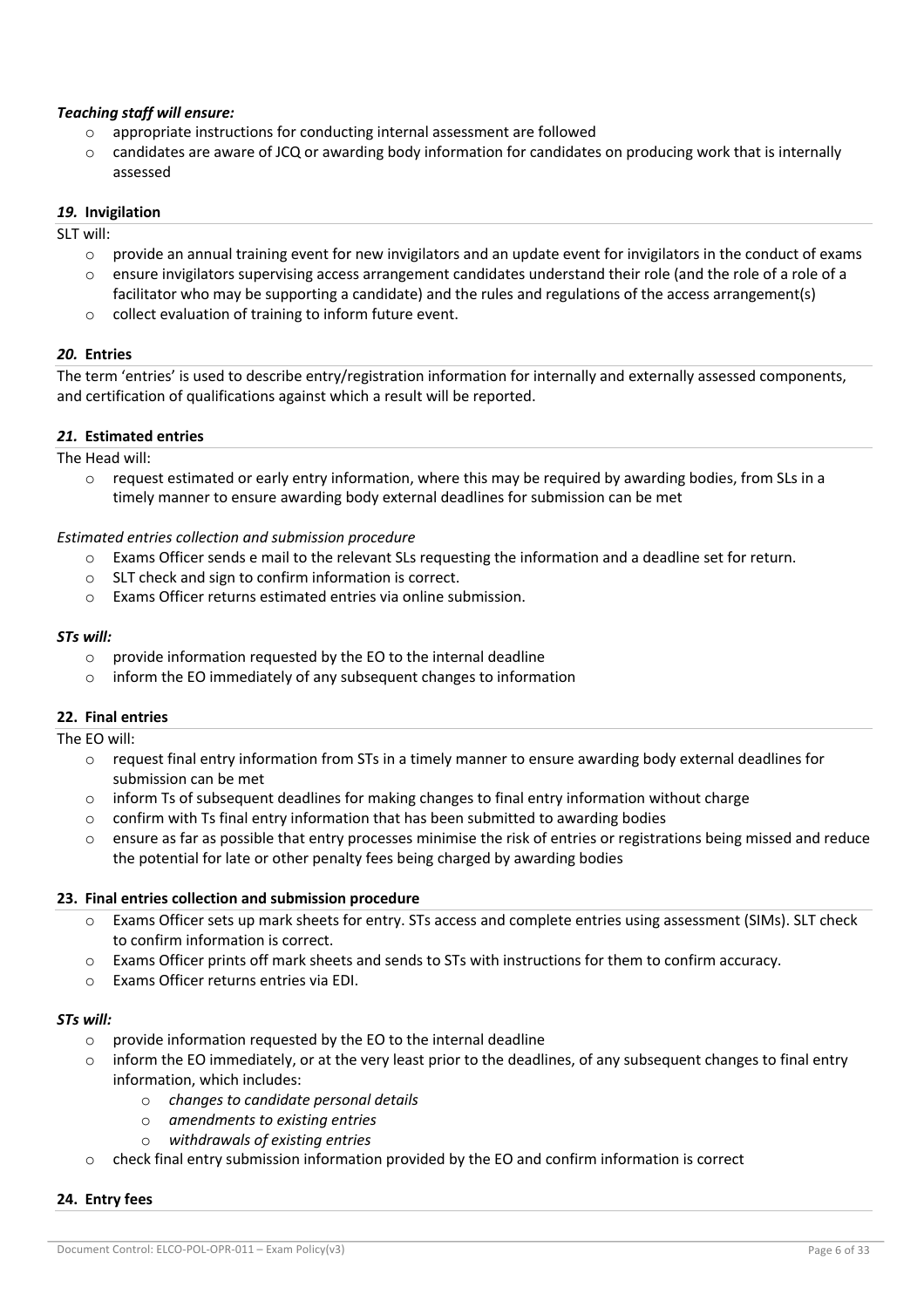***Teaching staff will ensure:***

- appropriate instructions for conducting internal assessment are followed
- candidates are aware of JCQ or awarding body information for candidates on producing work that is internally assessed

### *19.* Invigilation

SLT will:

- provide an annual training event for new invigilators and an update event for invigilators in the conduct of exams
- ensure invigilators supervising access arrangement candidates understand their role (and the role of a role of a facilitator who may be supporting a candidate) and the rules and regulations of the access arrangement(s)
- collect evaluation of training to inform future event.

### *20.* Entries

The term 'entries' is used to describe entry/registration information for internally and externally assessed components, and certification of qualifications against which a result will be reported.

### *21.* Estimated entries

The Head will:

- request estimated or early entry information, where this may be required by awarding bodies, from SLs in a timely manner to ensure awarding body external deadlines for submission can be met

*Estimated entries collection and submission procedure*

- Exams Officer sends e mail to the relevant SLs requesting the information and a deadline set for return.
- SLT check and sign to confirm information is correct.
- Exams Officer returns estimated entries via online submission.

***STs will:***

- provide information requested by the EO to the internal deadline
- inform the EO immediately of any subsequent changes to information

### 22. Final entries

The EO will:

- request final entry information from STs in a timely manner to ensure awarding body external deadlines for submission can be met
- inform Ts of subsequent deadlines for making changes to final entry information without charge
- confirm with Ts final entry information that has been submitted to awarding bodies
- ensure as far as possible that entry processes minimise the risk of entries or registrations being missed and reduce the potential for late or other penalty fees being charged by awarding bodies

### 23. Final entries collection and submission procedure

- Exams Officer sets up mark sheets for entry. STs access and complete entries using assessment (SIMs). SLT check to confirm information is correct.
- Exams Officer prints off mark sheets and sends to STs with instructions for them to confirm accuracy.
- Exams Officer returns entries via EDI.

***STs will:***

- provide information requested by the EO to the internal deadline
- inform the EO immediately, or at the very least prior to the deadlines, of any subsequent changes to final entry information, which includes:
  - *changes to candidate personal details*
  - *amendments to existing entries*
  - *withdrawals of existing entries*
- check final entry submission information provided by the EO and confirm information is correct

### 24. Entry fees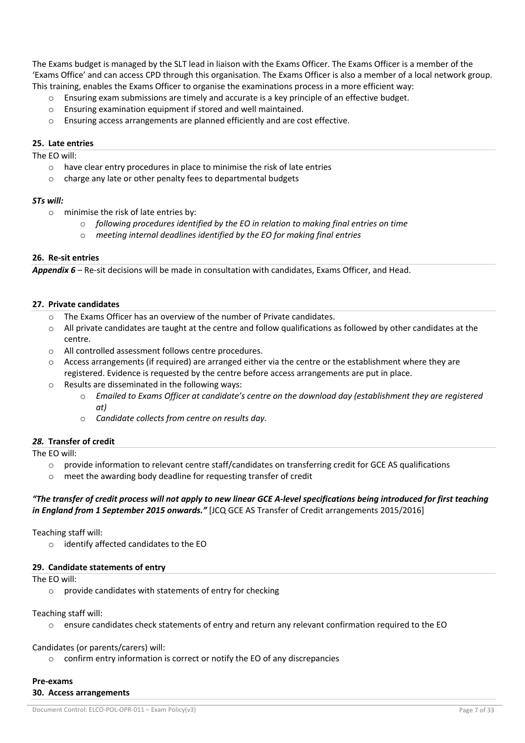The Exams budget is managed by the SLT lead in liaison with the Exams Officer. The Exams Officer is a member of the 'Exams Office' and can access CPD through this organisation. The Exams Officer is also a member of a local network group. This training, enables the Exams Officer to organise the examinations process in a more efficient way:

- Ensuring exam submissions are timely and accurate is a key principle of an effective budget.
- Ensuring examination equipment if stored and well maintained.
- Ensuring access arrangements are planned efficiently and are cost effective.

### 25. Late entries

The EO will:

- have clear entry procedures in place to minimise the risk of late entries
- charge any late or other penalty fees to departmental budgets

***STs will:***

- minimise the risk of late entries by:
  - *following procedures identified by the EO in relation to making final entries on time*
  - *meeting internal deadlines identified by the EO for making final entries*

### 26. Re-sit entries

***Appendix 6*** – Re-sit decisions will be made in consultation with candidates, Exams Officer, and Head.

### 27. Private candidates

- The Exams Officer has an overview of the number of Private candidates.
- All private candidates are taught at the centre and follow qualifications as followed by other candidates at the centre.
- All controlled assessment follows centre procedures.
- Access arrangements (if required) are arranged either via the centre or the establishment where they are registered. Evidence is requested by the centre before access arrangements are put in place.
- Results are disseminated in the following ways:
  - *Emailed to Exams Officer at candidate's centre on the download day (establishment they are registered at)*
  - *Candidate collects from centre on results day.*

### *28.* Transfer of credit

The EO will:

- provide information to relevant centre staff/candidates on transferring credit for GCE AS qualifications
- meet the awarding body deadline for requesting transfer of credit

***"The transfer of credit process will not apply to new linear GCE A-level specifications being introduced for first teaching in England from 1 September 2015 onwards."*** [JCQ GCE AS Transfer of Credit arrangements 2015/2016]

Teaching staff will:

- identify affected candidates to the EO

### 29. Candidate statements of entry

The EO will:

- provide candidates with statements of entry for checking

Teaching staff will:

- ensure candidates check statements of entry and return any relevant confirmation required to the EO

Candidates (or parents/carers) will:

- confirm entry information is correct or notify the EO of any discrepancies

## Pre-exams

### 30. Access arrangements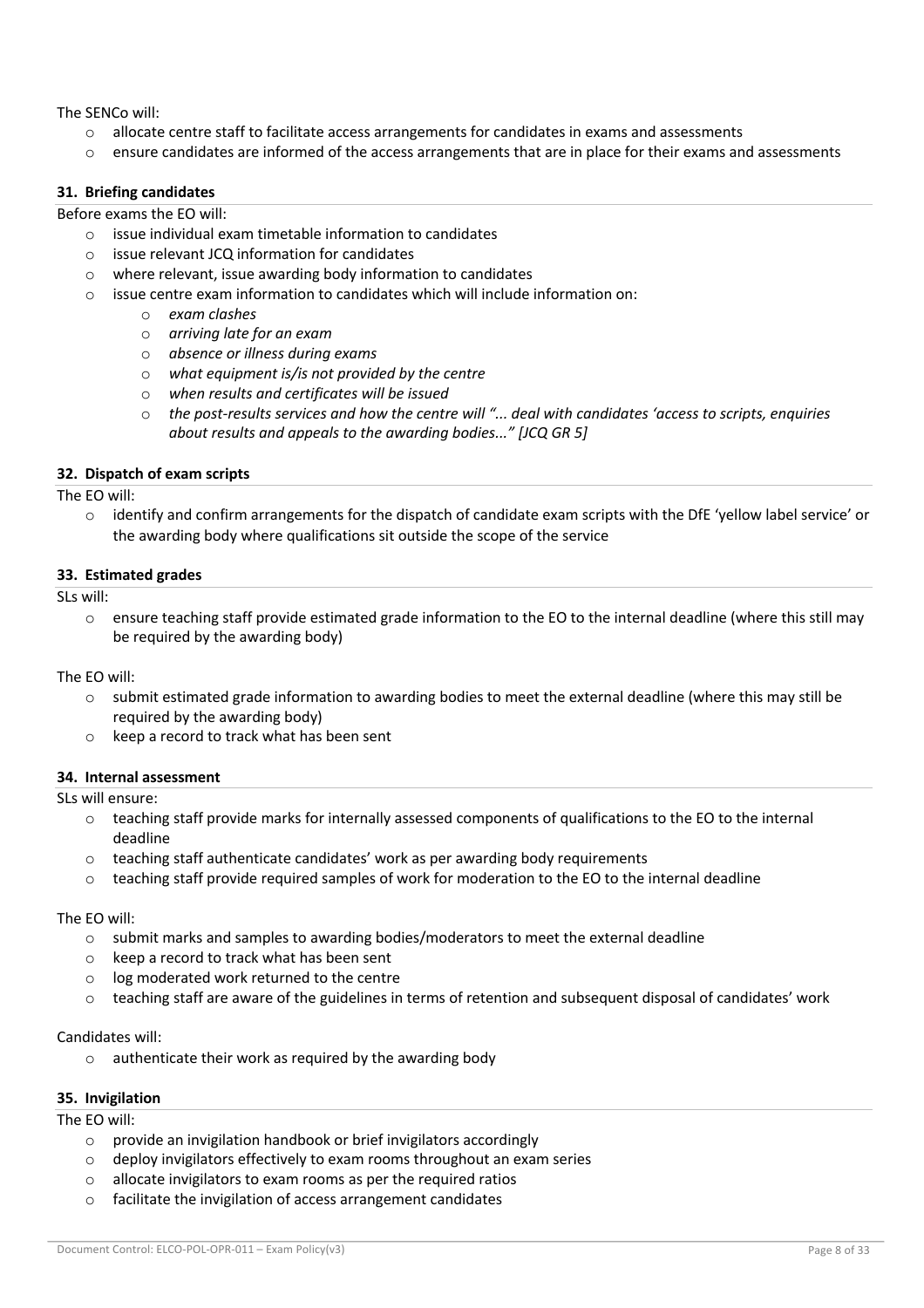The SENCo will:

- allocate centre staff to facilitate access arrangements for candidates in exams and assessments
- ensure candidates are informed of the access arrangements that are in place for their exams and assessments

### 31. Briefing candidates

Before exams the EO will:

- issue individual exam timetable information to candidates
- issue relevant JCQ information for candidates
- where relevant, issue awarding body information to candidates
- issue centre exam information to candidates which will include information on:
  - *exam clashes*
  - *arriving late for an exam*
  - *absence or illness during exams*
  - *what equipment is/is not provided by the centre*
  - *when results and certificates will be issued*
  - *the post-results services and how the centre will "... deal with candidates 'access to scripts, enquiries about results and appeals to the awarding bodies..." [JCQ GR 5]*

### 32. Dispatch of exam scripts

The EO will:

- identify and confirm arrangements for the dispatch of candidate exam scripts with the DfE 'yellow label service' or the awarding body where qualifications sit outside the scope of the service

### 33. Estimated grades

SLs will:

- ensure teaching staff provide estimated grade information to the EO to the internal deadline (where this still may be required by the awarding body)

The EO will:

- submit estimated grade information to awarding bodies to meet the external deadline (where this may still be required by the awarding body)
- keep a record to track what has been sent

### 34. Internal assessment

SLs will ensure:

- teaching staff provide marks for internally assessed components of qualifications to the EO to the internal deadline
- teaching staff authenticate candidates' work as per awarding body requirements
- teaching staff provide required samples of work for moderation to the EO to the internal deadline

The EO will:

- submit marks and samples to awarding bodies/moderators to meet the external deadline
- keep a record to track what has been sent
- log moderated work returned to the centre
- teaching staff are aware of the guidelines in terms of retention and subsequent disposal of candidates' work

Candidates will:

- authenticate their work as required by the awarding body

### 35. Invigilation

The EO will:

- provide an invigilation handbook or brief invigilators accordingly
- deploy invigilators effectively to exam rooms throughout an exam series
- allocate invigilators to exam rooms as per the required ratios
- facilitate the invigilation of access arrangement candidates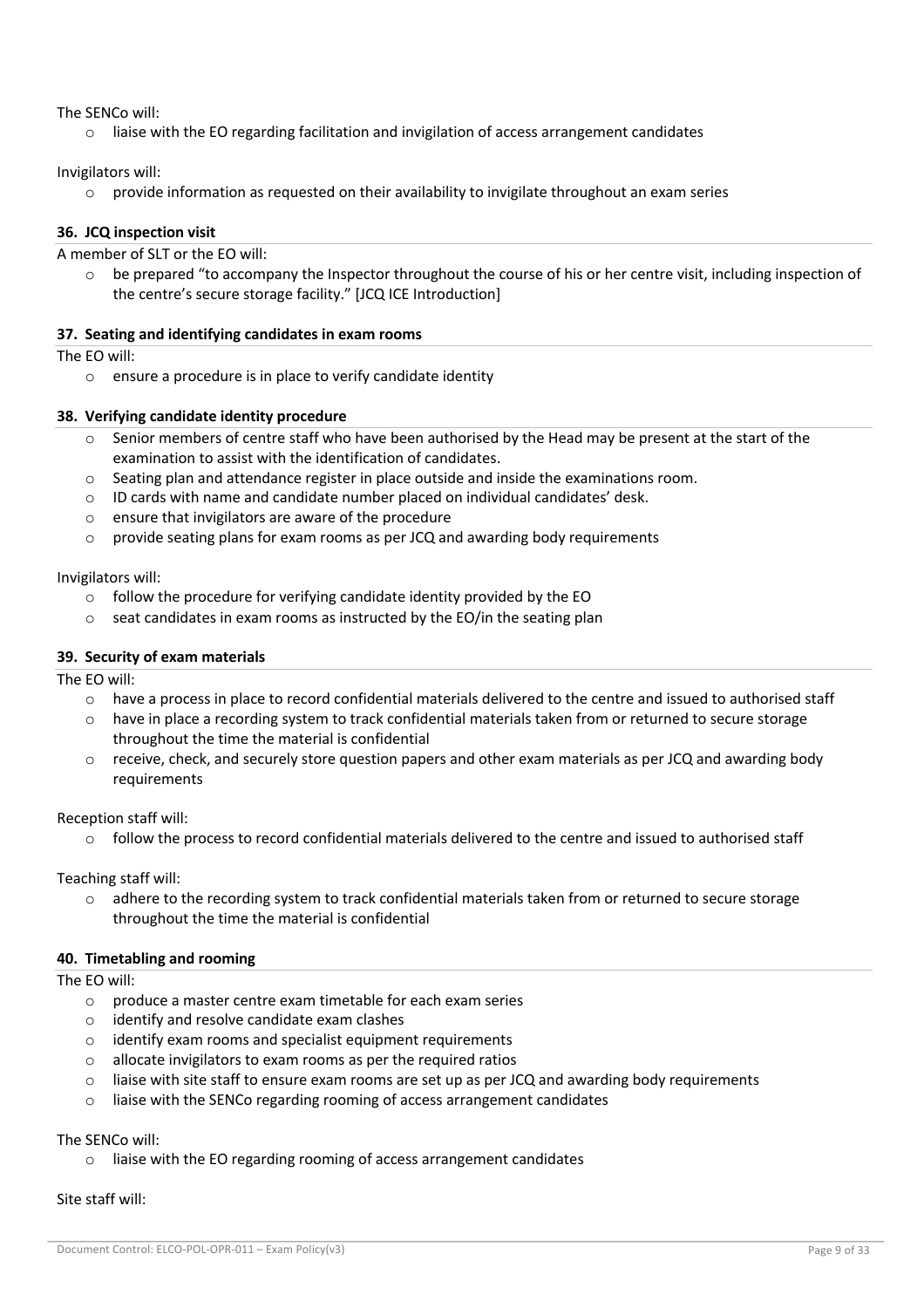The SENCo will:

- liaise with the EO regarding facilitation and invigilation of access arrangement candidates

Invigilators will:

- provide information as requested on their availability to invigilate throughout an exam series

### 36. JCQ inspection visit

A member of SLT or the EO will:

- be prepared "to accompany the Inspector throughout the course of his or her centre visit, including inspection of the centre's secure storage facility." [JCQ ICE Introduction]

### 37. Seating and identifying candidates in exam rooms

The EO will:

- ensure a procedure is in place to verify candidate identity

### 38. Verifying candidate identity procedure

- Senior members of centre staff who have been authorised by the Head may be present at the start of the examination to assist with the identification of candidates.
- Seating plan and attendance register in place outside and inside the examinations room.
- ID cards with name and candidate number placed on individual candidates' desk.
- ensure that invigilators are aware of the procedure
- provide seating plans for exam rooms as per JCQ and awarding body requirements

Invigilators will:

- follow the procedure for verifying candidate identity provided by the EO
- seat candidates in exam rooms as instructed by the EO/in the seating plan

### 39. Security of exam materials

The EO will:

- have a process in place to record confidential materials delivered to the centre and issued to authorised staff
- have in place a recording system to track confidential materials taken from or returned to secure storage throughout the time the material is confidential
- receive, check, and securely store question papers and other exam materials as per JCQ and awarding body requirements

Reception staff will:

- follow the process to record confidential materials delivered to the centre and issued to authorised staff

Teaching staff will:

- adhere to the recording system to track confidential materials taken from or returned to secure storage throughout the time the material is confidential

### 40. Timetabling and rooming

The EO will:

- produce a master centre exam timetable for each exam series
- identify and resolve candidate exam clashes
- identify exam rooms and specialist equipment requirements
- allocate invigilators to exam rooms as per the required ratios
- liaise with site staff to ensure exam rooms are set up as per JCQ and awarding body requirements
- liaise with the SENCo regarding rooming of access arrangement candidates

The SENCo will:

- liaise with the EO regarding rooming of access arrangement candidates

Site staff will: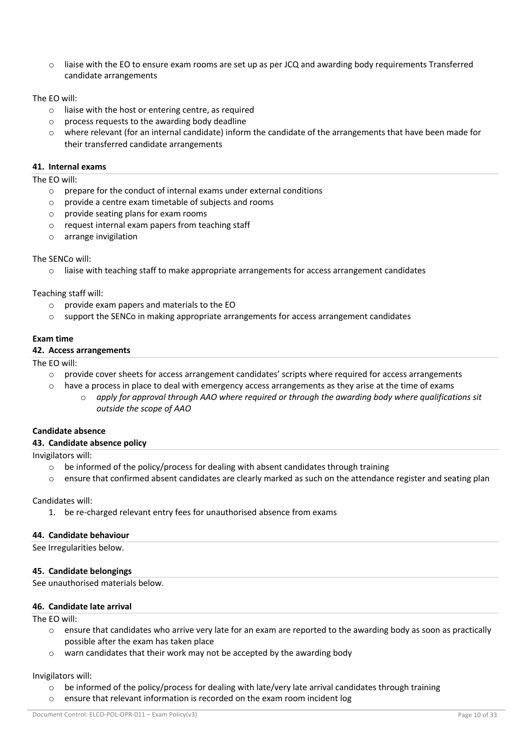- liaise with the EO to ensure exam rooms are set up as per JCQ and awarding body requirements Transferred candidate arrangements

The EO will:

- liaise with the host or entering centre, as required
- process requests to the awarding body deadline
- where relevant (for an internal candidate) inform the candidate of the arrangements that have been made for their transferred candidate arrangements

### 41. Internal exams

The EO will:

- prepare for the conduct of internal exams under external conditions
- provide a centre exam timetable of subjects and rooms
- provide seating plans for exam rooms
- request internal exam papers from teaching staff
- arrange invigilation

The SENCo will:

- liaise with teaching staff to make appropriate arrangements for access arrangement candidates

Teaching staff will:

- provide exam papers and materials to the EO
- support the SENCo in making appropriate arrangements for access arrangement candidates

## Exam time

### 42. Access arrangements

The EO will:

- provide cover sheets for access arrangement candidates' scripts where required for access arrangements
- have a process in place to deal with emergency access arrangements as they arise at the time of exams
  - *apply for approval through AAO where required or through the awarding body where qualifications sit outside the scope of AAO*

## Candidate absence

### 43. Candidate absence policy

Invigilators will:

- be informed of the policy/process for dealing with absent candidates through training
- ensure that confirmed absent candidates are clearly marked as such on the attendance register and seating plan

Candidates will:

1. be re-charged relevant entry fees for unauthorised absence from exams

### 44. Candidate behaviour

See Irregularities below.

### 45. Candidate belongings

See unauthorised materials below.

### 46. Candidate late arrival

The EO will:

- ensure that candidates who arrive very late for an exam are reported to the awarding body as soon as practically possible after the exam has taken place
- warn candidates that their work may not be accepted by the awarding body

Invigilators will:

- be informed of the policy/process for dealing with late/very late arrival candidates through training
- ensure that relevant information is recorded on the exam room incident log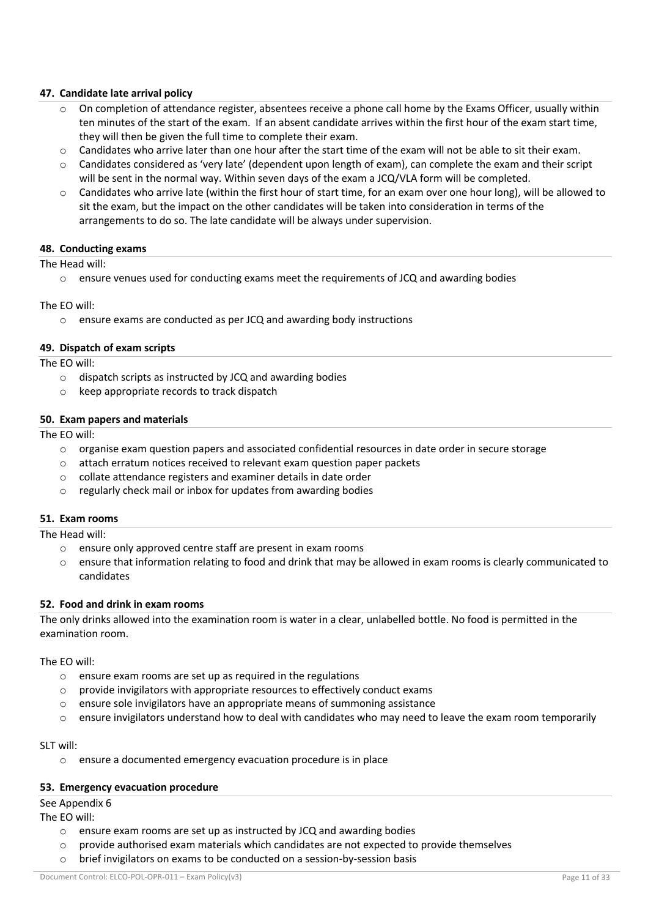### 47. Candidate late arrival policy

- On completion of attendance register, absentees receive a phone call home by the Exams Officer, usually within ten minutes of the start of the exam. If an absent candidate arrives within the first hour of the exam start time, they will then be given the full time to complete their exam.
- Candidates who arrive later than one hour after the start time of the exam will not be able to sit their exam.
- Candidates considered as 'very late' (dependent upon length of exam), can complete the exam and their script will be sent in the normal way. Within seven days of the exam a JCQ/VLA form will be completed.
- Candidates who arrive late (within the first hour of start time, for an exam over one hour long), will be allowed to sit the exam, but the impact on the other candidates will be taken into consideration in terms of the arrangements to do so. The late candidate will be always under supervision.

### 48. Conducting exams

The Head will:

- ensure venues used for conducting exams meet the requirements of JCQ and awarding bodies

The EO will:

- ensure exams are conducted as per JCQ and awarding body instructions

### 49. Dispatch of exam scripts

The EO will:

- dispatch scripts as instructed by JCQ and awarding bodies
- keep appropriate records to track dispatch

### 50. Exam papers and materials

The EO will:

- organise exam question papers and associated confidential resources in date order in secure storage
- attach erratum notices received to relevant exam question paper packets
- collate attendance registers and examiner details in date order
- regularly check mail or inbox for updates from awarding bodies

### 51. Exam rooms

The Head will:

- ensure only approved centre staff are present in exam rooms
- ensure that information relating to food and drink that may be allowed in exam rooms is clearly communicated to candidates

### 52. Food and drink in exam rooms

The only drinks allowed into the examination room is water in a clear, unlabelled bottle. No food is permitted in the examination room.

The EO will:

- ensure exam rooms are set up as required in the regulations
- provide invigilators with appropriate resources to effectively conduct exams
- ensure sole invigilators have an appropriate means of summoning assistance
- ensure invigilators understand how to deal with candidates who may need to leave the exam room temporarily

SLT will:

- ensure a documented emergency evacuation procedure is in place

### 53. Emergency evacuation procedure

See Appendix 6

The EO will:

- ensure exam rooms are set up as instructed by JCQ and awarding bodies
- provide authorised exam materials which candidates are not expected to provide themselves
- brief invigilators on exams to be conducted on a session-by-session basis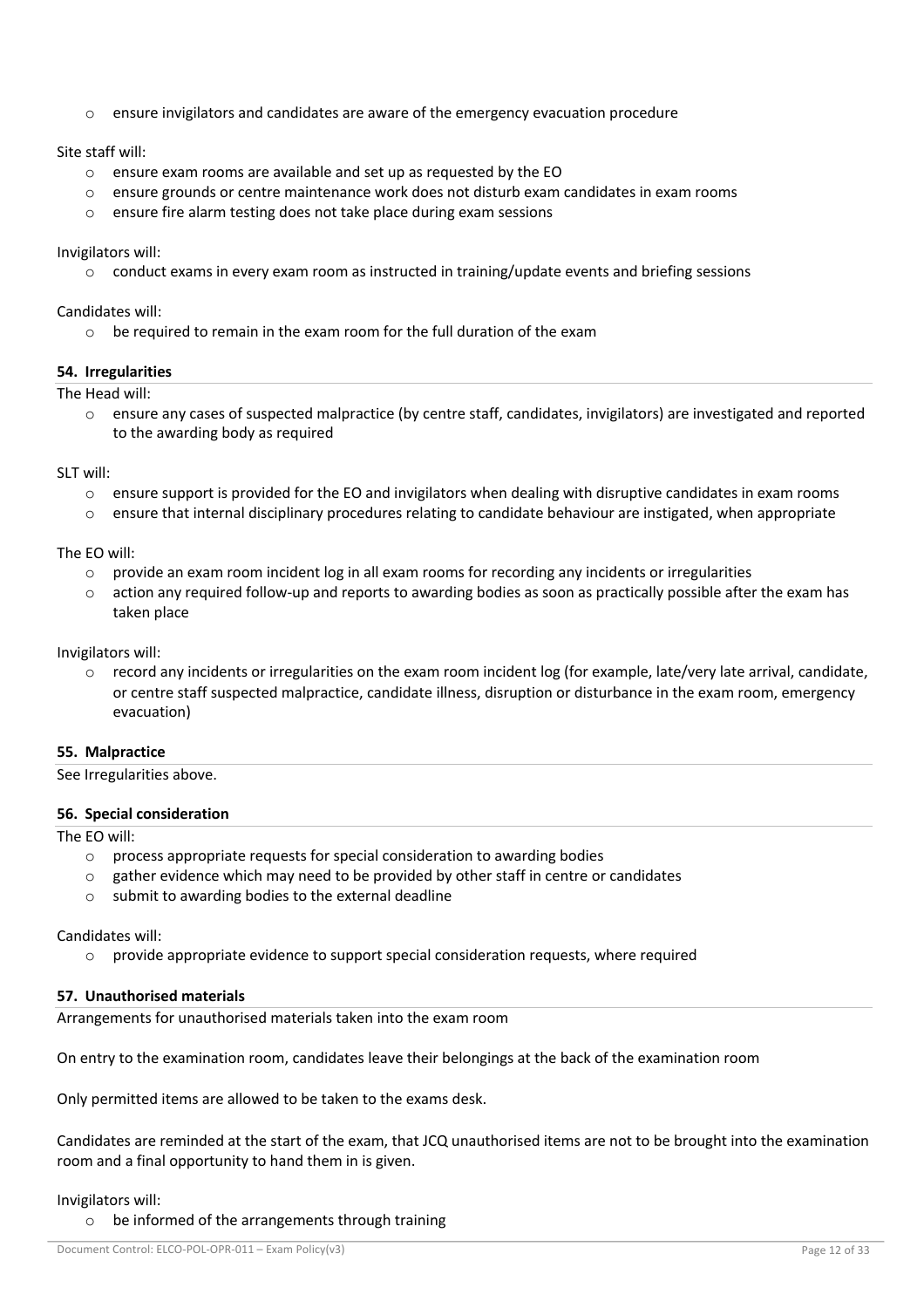- ensure invigilators and candidates are aware of the emergency evacuation procedure

Site staff will:

- ensure exam rooms are available and set up as requested by the EO
- ensure grounds or centre maintenance work does not disturb exam candidates in exam rooms
- ensure fire alarm testing does not take place during exam sessions

Invigilators will:

- conduct exams in every exam room as instructed in training/update events and briefing sessions

Candidates will:

- be required to remain in the exam room for the full duration of the exam

#### 54. Irregularities

The Head will:

- ensure any cases of suspected malpractice (by centre staff, candidates, invigilators) are investigated and reported to the awarding body as required

SLT will:

- ensure support is provided for the EO and invigilators when dealing with disruptive candidates in exam rooms
- ensure that internal disciplinary procedures relating to candidate behaviour are instigated, when appropriate

The EO will:

- provide an exam room incident log in all exam rooms for recording any incidents or irregularities
- action any required follow-up and reports to awarding bodies as soon as practically possible after the exam has taken place

Invigilators will:

- record any incidents or irregularities on the exam room incident log (for example, late/very late arrival, candidate, or centre staff suspected malpractice, candidate illness, disruption or disturbance in the exam room, emergency evacuation)

#### 55. Malpractice

See Irregularities above.

#### 56. Special consideration

The EO will:

- process appropriate requests for special consideration to awarding bodies
- gather evidence which may need to be provided by other staff in centre or candidates
- submit to awarding bodies to the external deadline

Candidates will:

- provide appropriate evidence to support special consideration requests, where required

#### 57. Unauthorised materials

Arrangements for unauthorised materials taken into the exam room

On entry to the examination room, candidates leave their belongings at the back of the examination room

Only permitted items are allowed to be taken to the exams desk.

Candidates are reminded at the start of the exam, that JCQ unauthorised items are not to be brought into the examination room and a final opportunity to hand them in is given.

Invigilators will:

- be informed of the arrangements through training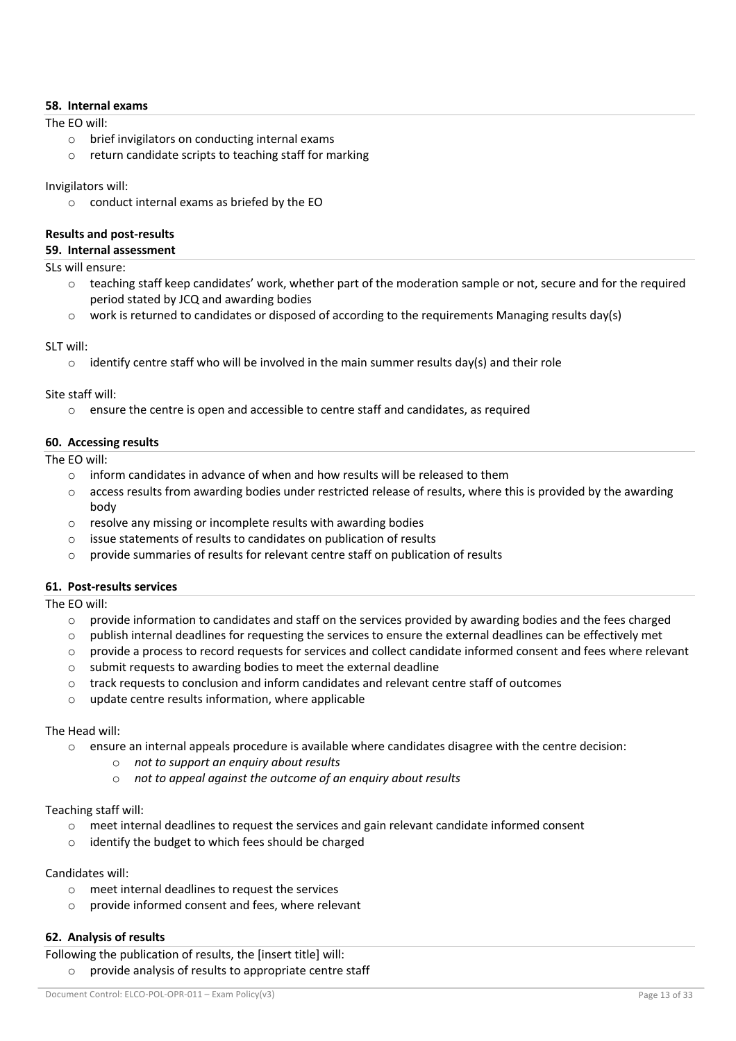### 58. Internal exams

The EO will:

- brief invigilators on conducting internal exams
- return candidate scripts to teaching staff for marking

Invigilators will:

- conduct internal exams as briefed by the EO

**Results and post-results**

### 59. Internal assessment

SLs will ensure:

- teaching staff keep candidates' work, whether part of the moderation sample or not, secure and for the required period stated by JCQ and awarding bodies
- work is returned to candidates or disposed of according to the requirements Managing results day(s)

SLT will:

- identify centre staff who will be involved in the main summer results day(s) and their role

Site staff will:

- ensure the centre is open and accessible to centre staff and candidates, as required

### 60. Accessing results

The EO will:

- inform candidates in advance of when and how results will be released to them
- access results from awarding bodies under restricted release of results, where this is provided by the awarding body
- resolve any missing or incomplete results with awarding bodies
- issue statements of results to candidates on publication of results
- provide summaries of results for relevant centre staff on publication of results

### 61. Post-results services

The EO will:

- provide information to candidates and staff on the services provided by awarding bodies and the fees charged
- publish internal deadlines for requesting the services to ensure the external deadlines can be effectively met
- provide a process to record requests for services and collect candidate informed consent and fees where relevant
- submit requests to awarding bodies to meet the external deadline
- track requests to conclusion and inform candidates and relevant centre staff of outcomes
- update centre results information, where applicable

The Head will:

- ensure an internal appeals procedure is available where candidates disagree with the centre decision:
  - *not to support an enquiry about results*
  - *not to appeal against the outcome of an enquiry about results*

Teaching staff will:

- meet internal deadlines to request the services and gain relevant candidate informed consent
- identify the budget to which fees should be charged

Candidates will:

- meet internal deadlines to request the services
- provide informed consent and fees, where relevant

### 62. Analysis of results

Following the publication of results, the [insert title] will:

- provide analysis of results to appropriate centre staff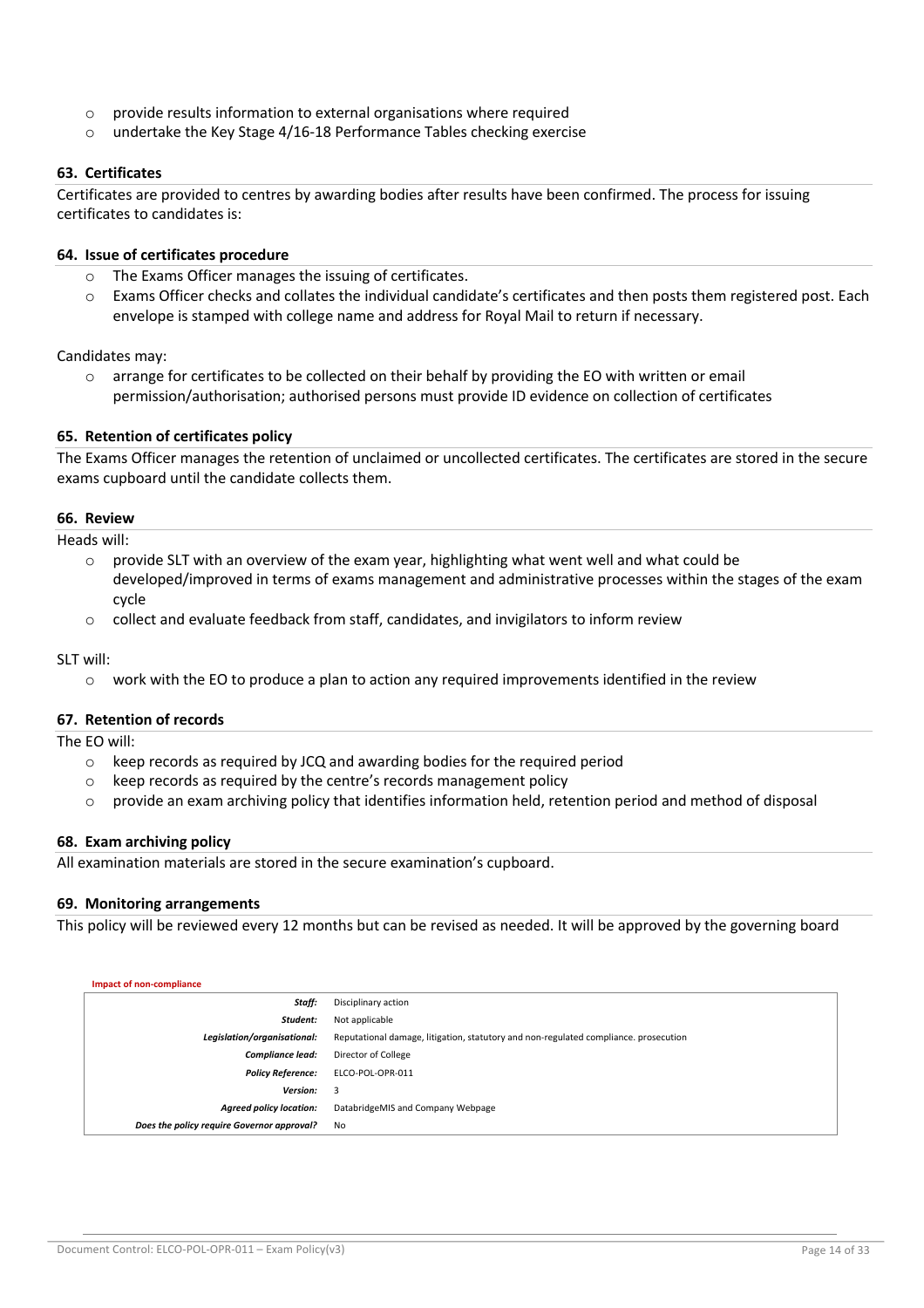- provide results information to external organisations where required
- undertake the Key Stage 4/16-18 Performance Tables checking exercise

#### 63. Certificates

Certificates are provided to centres by awarding bodies after results have been confirmed. The process for issuing certificates to candidates is:

#### 64. Issue of certificates procedure

- The Exams Officer manages the issuing of certificates.
- Exams Officer checks and collates the individual candidate's certificates and then posts them registered post. Each envelope is stamped with college name and address for Royal Mail to return if necessary.

Candidates may:

- arrange for certificates to be collected on their behalf by providing the EO with written or email permission/authorisation; authorised persons must provide ID evidence on collection of certificates

#### 65. Retention of certificates policy

The Exams Officer manages the retention of unclaimed or uncollected certificates. The certificates are stored in the secure exams cupboard until the candidate collects them.

#### 66. Review

Heads will:

- provide SLT with an overview of the exam year, highlighting what went well and what could be developed/improved in terms of exams management and administrative processes within the stages of the exam cycle
- collect and evaluate feedback from staff, candidates, and invigilators to inform review

SLT will:

- work with the EO to produce a plan to action any required improvements identified in the review

#### 67. Retention of records

The EO will:

- keep records as required by JCQ and awarding bodies for the required period
- keep records as required by the centre's records management policy
- provide an exam archiving policy that identifies information held, retention period and method of disposal

#### 68. Exam archiving policy

All examination materials are stored in the secure examination's cupboard.

#### 69. Monitoring arrangements

This policy will be reviewed every 12 months but can be revised as needed. It will be approved by the governing board

**Impact of non-compliance**

| | |
|---|---|
| ***Staff:*** | Disciplinary action |
| ***Student:*** | Not applicable |
| ***Legislation/organisational:*** | Reputational damage, litigation, statutory and non-regulated compliance. prosecution |
| ***Compliance lead:*** | Director of College |
| ***Policy Reference:*** | ELCO-POL-OPR-011 |
| ***Version:*** | 3 |
| ***Agreed policy location:*** | DatabridgeMIS and Company Webpage |
| ***Does the policy require Governor approval?*** | No |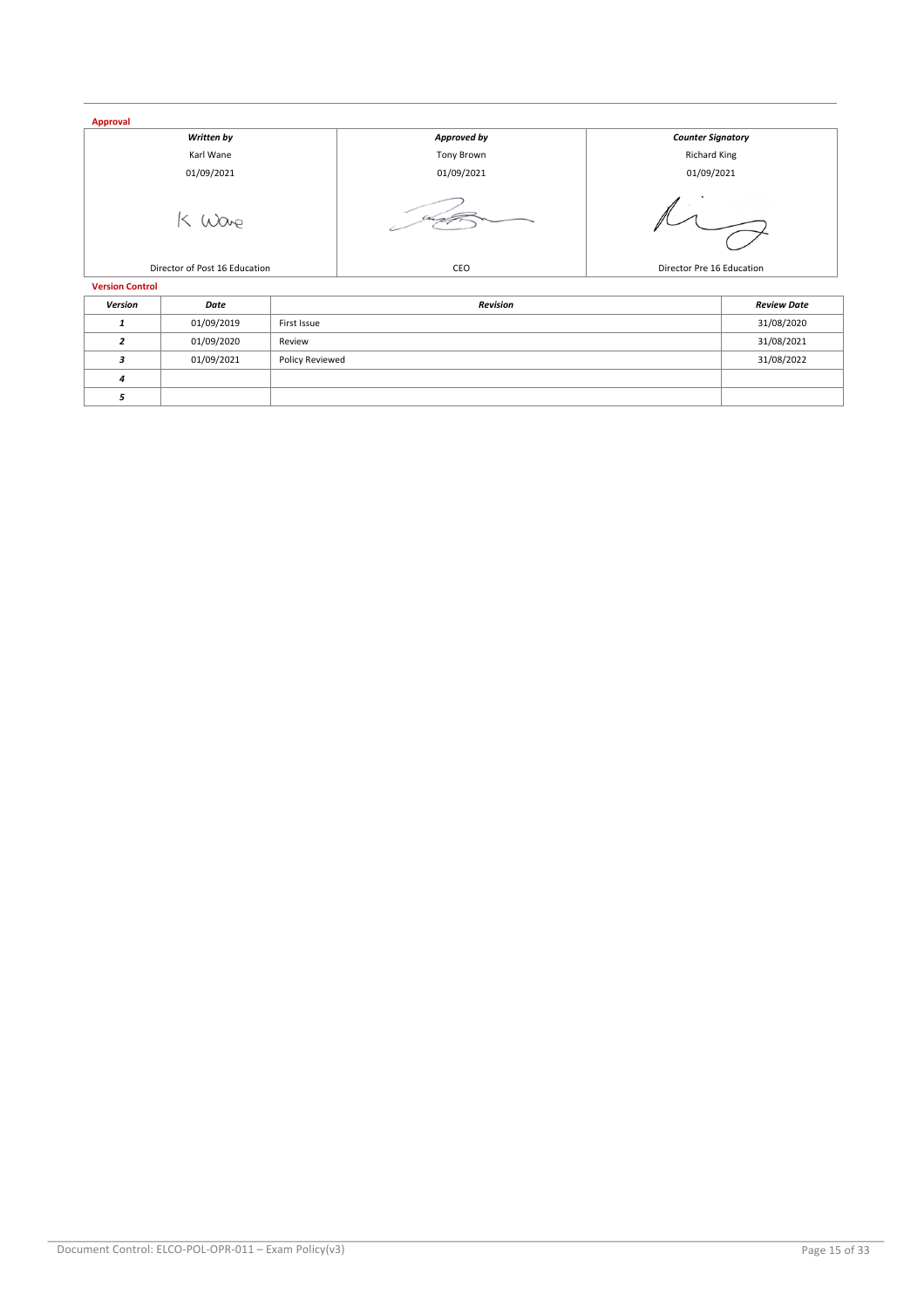**Approval**

| *Written by* | *Approved by* | *Counter Signatory* |
|---|---|---|
| Karl Wane | Tony Brown | Richard King |
| 01/09/2021 | 01/09/2021 | 01/09/2021 |
| | | |
| Director of Post 16 Education | CEO | Director Pre 16 Education |

**Version Control**

| *Version* | *Date* | *Revision* | *Review Date* |
|---|---|---|---|
| *1* | 01/09/2019 | First Issue | 31/08/2020 |
| *2* | 01/09/2020 | Review | 31/08/2021 |
| *3* | 01/09/2021 | Policy Reviewed | 31/08/2022 |
| *4* | | | |
| *5* | | | |

Document Control: ELCO-POL-OPR-011 – Exam Policy(v3)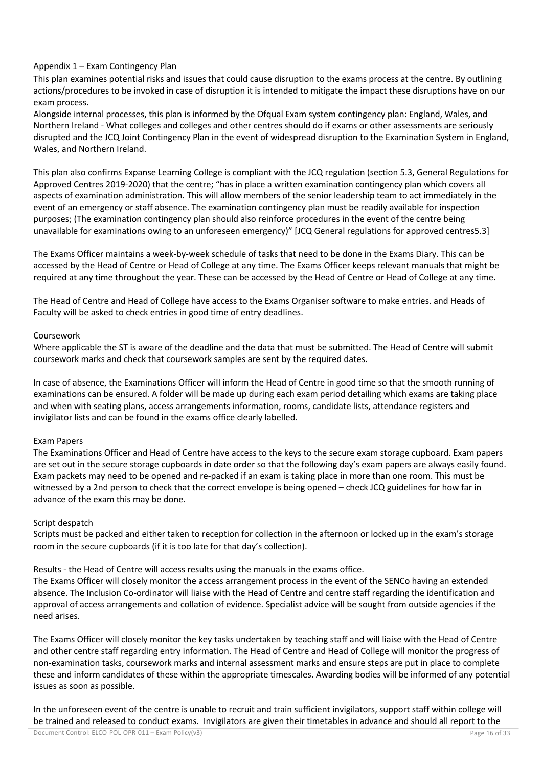## Appendix 1 – Exam Contingency Plan

This plan examines potential risks and issues that could cause disruption to the exams process at the centre. By outlining actions/procedures to be invoked in case of disruption it is intended to mitigate the impact these disruptions have on our exam process.

Alongside internal processes, this plan is informed by the Ofqual Exam system contingency plan: England, Wales, and Northern Ireland - What colleges and colleges and other centres should do if exams or other assessments are seriously disrupted and the JCQ Joint Contingency Plan in the event of widespread disruption to the Examination System in England, Wales, and Northern Ireland.

This plan also confirms Expanse Learning College is compliant with the JCQ regulation (section 5.3, General Regulations for Approved Centres 2019-2020) that the centre; "has in place a written examination contingency plan which covers all aspects of examination administration. This will allow members of the senior leadership team to act immediately in the event of an emergency or staff absence. The examination contingency plan must be readily available for inspection purposes; (The examination contingency plan should also reinforce procedures in the event of the centre being unavailable for examinations owing to an unforeseen emergency)" [JCQ General regulations for approved centres5.3]

The Exams Officer maintains a week-by-week schedule of tasks that need to be done in the Exams Diary. This can be accessed by the Head of Centre or Head of College at any time. The Exams Officer keeps relevant manuals that might be required at any time throughout the year. These can be accessed by the Head of Centre or Head of College at any time.

The Head of Centre and Head of College have access to the Exams Organiser software to make entries. and Heads of Faculty will be asked to check entries in good time of entry deadlines.

### Coursework

Where applicable the ST is aware of the deadline and the data that must be submitted. The Head of Centre will submit coursework marks and check that coursework samples are sent by the required dates.

In case of absence, the Examinations Officer will inform the Head of Centre in good time so that the smooth running of examinations can be ensured. A folder will be made up during each exam period detailing which exams are taking place and when with seating plans, access arrangements information, rooms, candidate lists, attendance registers and invigilator lists and can be found in the exams office clearly labelled.

### Exam Papers

The Examinations Officer and Head of Centre have access to the keys to the secure exam storage cupboard. Exam papers are set out in the secure storage cupboards in date order so that the following day's exam papers are always easily found. Exam packets may need to be opened and re-packed if an exam is taking place in more than one room. This must be witnessed by a 2nd person to check that the correct envelope is being opened – check JCQ guidelines for how far in advance of the exam this may be done.

### Script despatch

Scripts must be packed and either taken to reception for collection in the afternoon or locked up in the exam's storage room in the secure cupboards (if it is too late for that day's collection).

Results - the Head of Centre will access results using the manuals in the exams office.

The Exams Officer will closely monitor the access arrangement process in the event of the SENCo having an extended absence. The Inclusion Co-ordinator will liaise with the Head of Centre and centre staff regarding the identification and approval of access arrangements and collation of evidence. Specialist advice will be sought from outside agencies if the need arises.

The Exams Officer will closely monitor the key tasks undertaken by teaching staff and will liaise with the Head of Centre and other centre staff regarding entry information. The Head of Centre and Head of College will monitor the progress of non-examination tasks, coursework marks and internal assessment marks and ensure steps are put in place to complete these and inform candidates of these within the appropriate timescales. Awarding bodies will be informed of any potential issues as soon as possible.

In the unforeseen event of the centre is unable to recruit and train sufficient invigilators, support staff within college will be trained and released to conduct exams. Invigilators are given their timetables in advance and should all report to the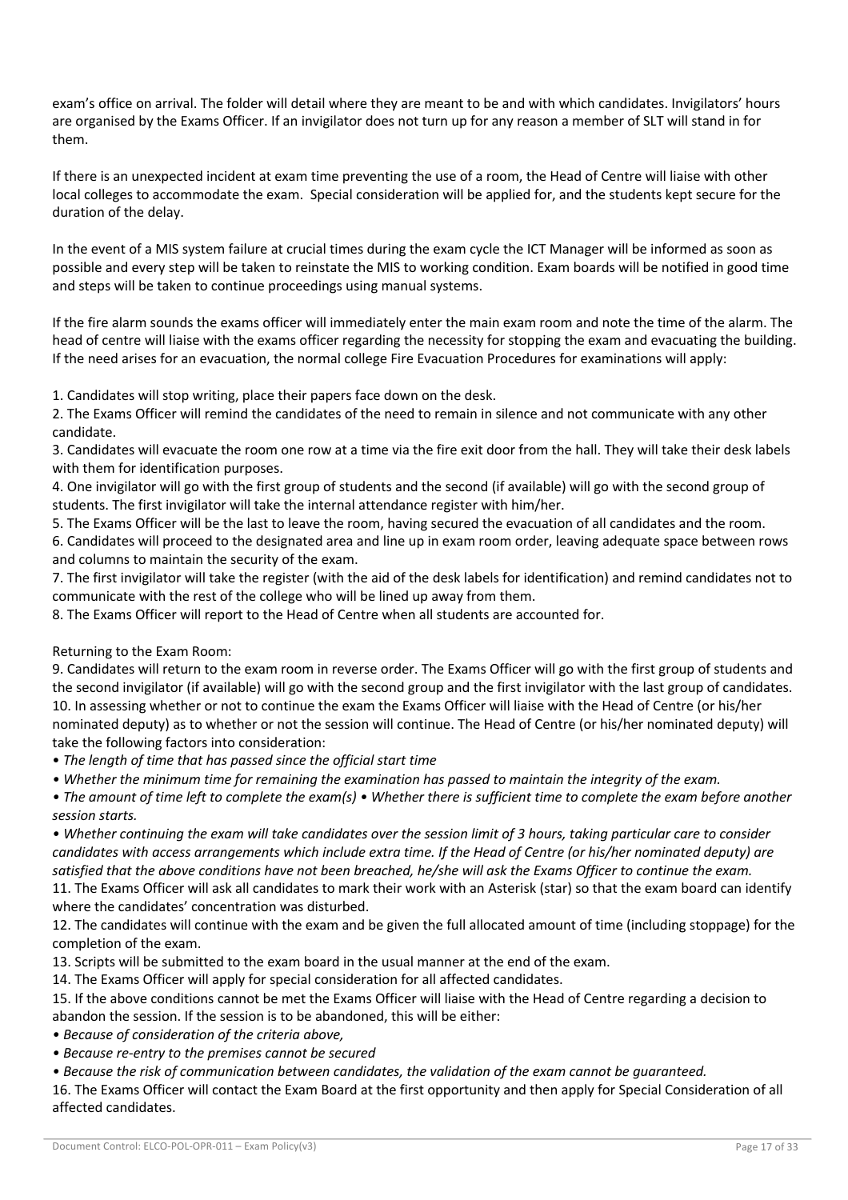exam's office on arrival. The folder will detail where they are meant to be and with which candidates. Invigilators' hours are organised by the Exams Officer. If an invigilator does not turn up for any reason a member of SLT will stand in for them.

If there is an unexpected incident at exam time preventing the use of a room, the Head of Centre will liaise with other local colleges to accommodate the exam. Special consideration will be applied for, and the students kept secure for the duration of the delay.

In the event of a MIS system failure at crucial times during the exam cycle the ICT Manager will be informed as soon as possible and every step will be taken to reinstate the MIS to working condition. Exam boards will be notified in good time and steps will be taken to continue proceedings using manual systems.

If the fire alarm sounds the exams officer will immediately enter the main exam room and note the time of the alarm. The head of centre will liaise with the exams officer regarding the necessity for stopping the exam and evacuating the building. If the need arises for an evacuation, the normal college Fire Evacuation Procedures for examinations will apply:

1. Candidates will stop writing, place their papers face down on the desk.
2. The Exams Officer will remind the candidates of the need to remain in silence and not communicate with any other candidate.
3. Candidates will evacuate the room one row at a time via the fire exit door from the hall. They will take their desk labels with them for identification purposes.
4. One invigilator will go with the first group of students and the second (if available) will go with the second group of students. The first invigilator will take the internal attendance register with him/her.
5. The Exams Officer will be the last to leave the room, having secured the evacuation of all candidates and the room.
6. Candidates will proceed to the designated area and line up in exam room order, leaving adequate space between rows and columns to maintain the security of the exam.
7. The first invigilator will take the register (with the aid of the desk labels for identification) and remind candidates not to communicate with the rest of the college who will be lined up away from them.
8. The Exams Officer will report to the Head of Centre when all students are accounted for.

Returning to the Exam Room:

9. Candidates will return to the exam room in reverse order. The Exams Officer will go with the first group of students and the second invigilator (if available) will go with the second group and the first invigilator with the last group of candidates.
10. In assessing whether or not to continue the exam the Exams Officer will liaise with the Head of Centre (or his/her nominated deputy) as to whether or not the session will continue. The Head of Centre (or his/her nominated deputy) will take the following factors into consideration:

- *The length of time that has passed since the official start time*
- *Whether the minimum time for remaining the examination has passed to maintain the integrity of the exam.*
- *The amount of time left to complete the exam(s)* • *Whether there is sufficient time to complete the exam before another session starts.*
- *Whether continuing the exam will take candidates over the session limit of 3 hours, taking particular care to consider candidates with access arrangements which include extra time. If the Head of Centre (or his/her nominated deputy) are satisfied that the above conditions have not been breached, he/she will ask the Exams Officer to continue the exam.*

11. The Exams Officer will ask all candidates to mark their work with an Asterisk (star) so that the exam board can identify where the candidates' concentration was disturbed.
12. The candidates will continue with the exam and be given the full allocated amount of time (including stoppage) for the completion of the exam.
13. Scripts will be submitted to the exam board in the usual manner at the end of the exam.
14. The Exams Officer will apply for special consideration for all affected candidates.
15. If the above conditions cannot be met the Exams Officer will liaise with the Head of Centre regarding a decision to abandon the session. If the session is to be abandoned, this will be either:

- *Because of consideration of the criteria above,*
- *Because re-entry to the premises cannot be secured*
- *Because the risk of communication between candidates, the validation of the exam cannot be guaranteed.*

16. The Exams Officer will contact the Exam Board at the first opportunity and then apply for Special Consideration of all affected candidates.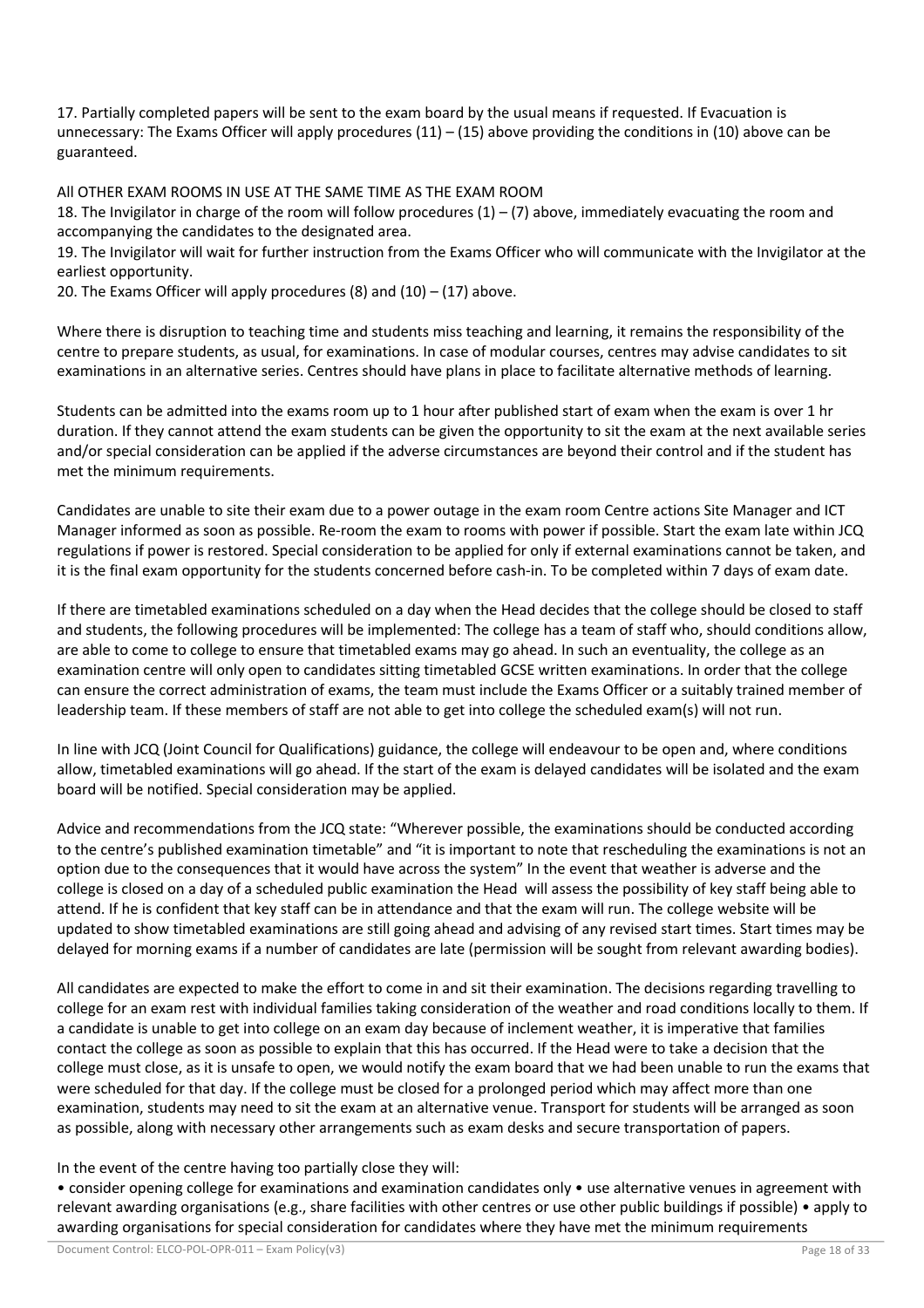17. Partially completed papers will be sent to the exam board by the usual means if requested. If Evacuation is unnecessary: The Exams Officer will apply procedures (11) – (15) above providing the conditions in (10) above can be guaranteed.

All OTHER EXAM ROOMS IN USE AT THE SAME TIME AS THE EXAM ROOM

18. The Invigilator in charge of the room will follow procedures (1) – (7) above, immediately evacuating the room and accompanying the candidates to the designated area.

19. The Invigilator will wait for further instruction from the Exams Officer who will communicate with the Invigilator at the earliest opportunity.

20. The Exams Officer will apply procedures (8) and (10) – (17) above.

Where there is disruption to teaching time and students miss teaching and learning, it remains the responsibility of the centre to prepare students, as usual, for examinations. In case of modular courses, centres may advise candidates to sit examinations in an alternative series. Centres should have plans in place to facilitate alternative methods of learning.

Students can be admitted into the exams room up to 1 hour after published start of exam when the exam is over 1 hr duration. If they cannot attend the exam students can be given the opportunity to sit the exam at the next available series and/or special consideration can be applied if the adverse circumstances are beyond their control and if the student has met the minimum requirements.

Candidates are unable to site their exam due to a power outage in the exam room Centre actions Site Manager and ICT Manager informed as soon as possible. Re-room the exam to rooms with power if possible. Start the exam late within JCQ regulations if power is restored. Special consideration to be applied for only if external examinations cannot be taken, and it is the final exam opportunity for the students concerned before cash-in. To be completed within 7 days of exam date.

If there are timetabled examinations scheduled on a day when the Head decides that the college should be closed to staff and students, the following procedures will be implemented: The college has a team of staff who, should conditions allow, are able to come to college to ensure that timetabled exams may go ahead. In such an eventuality, the college as an examination centre will only open to candidates sitting timetabled GCSE written examinations. In order that the college can ensure the correct administration of exams, the team must include the Exams Officer or a suitably trained member of leadership team. If these members of staff are not able to get into college the scheduled exam(s) will not run.

In line with JCQ (Joint Council for Qualifications) guidance, the college will endeavour to be open and, where conditions allow, timetabled examinations will go ahead. If the start of the exam is delayed candidates will be isolated and the exam board will be notified. Special consideration may be applied.

Advice and recommendations from the JCQ state: "Wherever possible, the examinations should be conducted according to the centre's published examination timetable" and "it is important to note that rescheduling the examinations is not an option due to the consequences that it would have across the system" In the event that weather is adverse and the college is closed on a day of a scheduled public examination the Head will assess the possibility of key staff being able to attend. If he is confident that key staff can be in attendance and that the exam will run. The college website will be updated to show timetabled examinations are still going ahead and advising of any revised start times. Start times may be delayed for morning exams if a number of candidates are late (permission will be sought from relevant awarding bodies).

All candidates are expected to make the effort to come in and sit their examination. The decisions regarding travelling to college for an exam rest with individual families taking consideration of the weather and road conditions locally to them. If a candidate is unable to get into college on an exam day because of inclement weather, it is imperative that families contact the college as soon as possible to explain that this has occurred. If the Head were to take a decision that the college must close, as it is unsafe to open, we would notify the exam board that we had been unable to run the exams that were scheduled for that day. If the college must be closed for a prolonged period which may affect more than one examination, students may need to sit the exam at an alternative venue. Transport for students will be arranged as soon as possible, along with necessary other arrangements such as exam desks and secure transportation of papers.

In the event of the centre having too partially close they will:

- consider opening college for examinations and examination candidates only
- use alternative venues in agreement with relevant awarding organisations (e.g., share facilities with other centres or use other public buildings if possible)
- apply to awarding organisations for special consideration for candidates where they have met the minimum requirements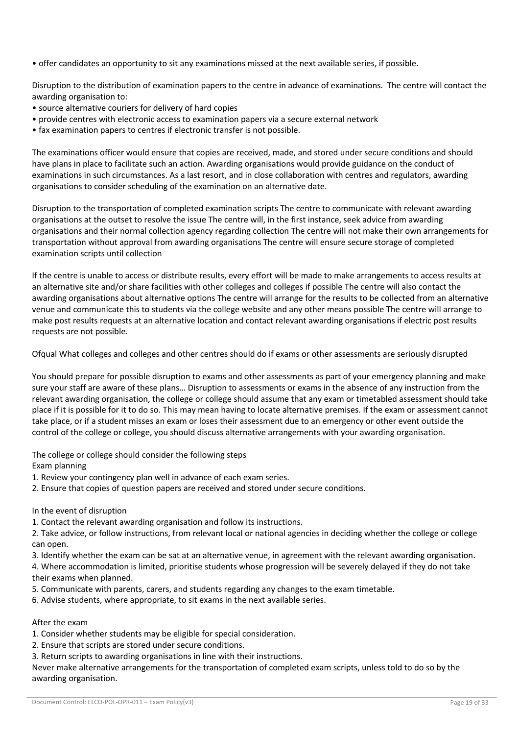- offer candidates an opportunity to sit any examinations missed at the next available series, if possible.

Disruption to the distribution of examination papers to the centre in advance of examinations. The centre will contact the awarding organisation to:

- source alternative couriers for delivery of hard copies
- provide centres with electronic access to examination papers via a secure external network
- fax examination papers to centres if electronic transfer is not possible.

The examinations officer would ensure that copies are received, made, and stored under secure conditions and should have plans in place to facilitate such an action. Awarding organisations would provide guidance on the conduct of examinations in such circumstances. As a last resort, and in close collaboration with centres and regulators, awarding organisations to consider scheduling of the examination on an alternative date.

Disruption to the transportation of completed examination scripts The centre to communicate with relevant awarding organisations at the outset to resolve the issue The centre will, in the first instance, seek advice from awarding organisations and their normal collection agency regarding collection The centre will not make their own arrangements for transportation without approval from awarding organisations The centre will ensure secure storage of completed examination scripts until collection

If the centre is unable to access or distribute results, every effort will be made to make arrangements to access results at an alternative site and/or share facilities with other colleges and colleges if possible The centre will also contact the awarding organisations about alternative options The centre will arrange for the results to be collected from an alternative venue and communicate this to students via the college website and any other means possible The centre will arrange to make post results requests at an alternative location and contact relevant awarding organisations if electric post results requests are not possible.

Ofqual What colleges and colleges and other centres should do if exams or other assessments are seriously disrupted

You should prepare for possible disruption to exams and other assessments as part of your emergency planning and make sure your staff are aware of these plans… Disruption to assessments or exams in the absence of any instruction from the relevant awarding organisation, the college or college should assume that any exam or timetabled assessment should take place if it is possible for it to do so. This may mean having to locate alternative premises. If the exam or assessment cannot take place, or if a student misses an exam or loses their assessment due to an emergency or other event outside the control of the college or college, you should discuss alternative arrangements with your awarding organisation.

The college or college should consider the following steps

Exam planning

1. Review your contingency plan well in advance of each exam series.
2. Ensure that copies of question papers are received and stored under secure conditions.

In the event of disruption

1. Contact the relevant awarding organisation and follow its instructions.
2. Take advice, or follow instructions, from relevant local or national agencies in deciding whether the college or college can open.
3. Identify whether the exam can be sat at an alternative venue, in agreement with the relevant awarding organisation.
4. Where accommodation is limited, prioritise students whose progression will be severely delayed if they do not take their exams when planned.
5. Communicate with parents, carers, and students regarding any changes to the exam timetable.
6. Advise students, where appropriate, to sit exams in the next available series.

After the exam

1. Consider whether students may be eligible for special consideration.
2. Ensure that scripts are stored under secure conditions.
3. Return scripts to awarding organisations in line with their instructions.

Never make alternative arrangements for the transportation of completed exam scripts, unless told to do so by the awarding organisation.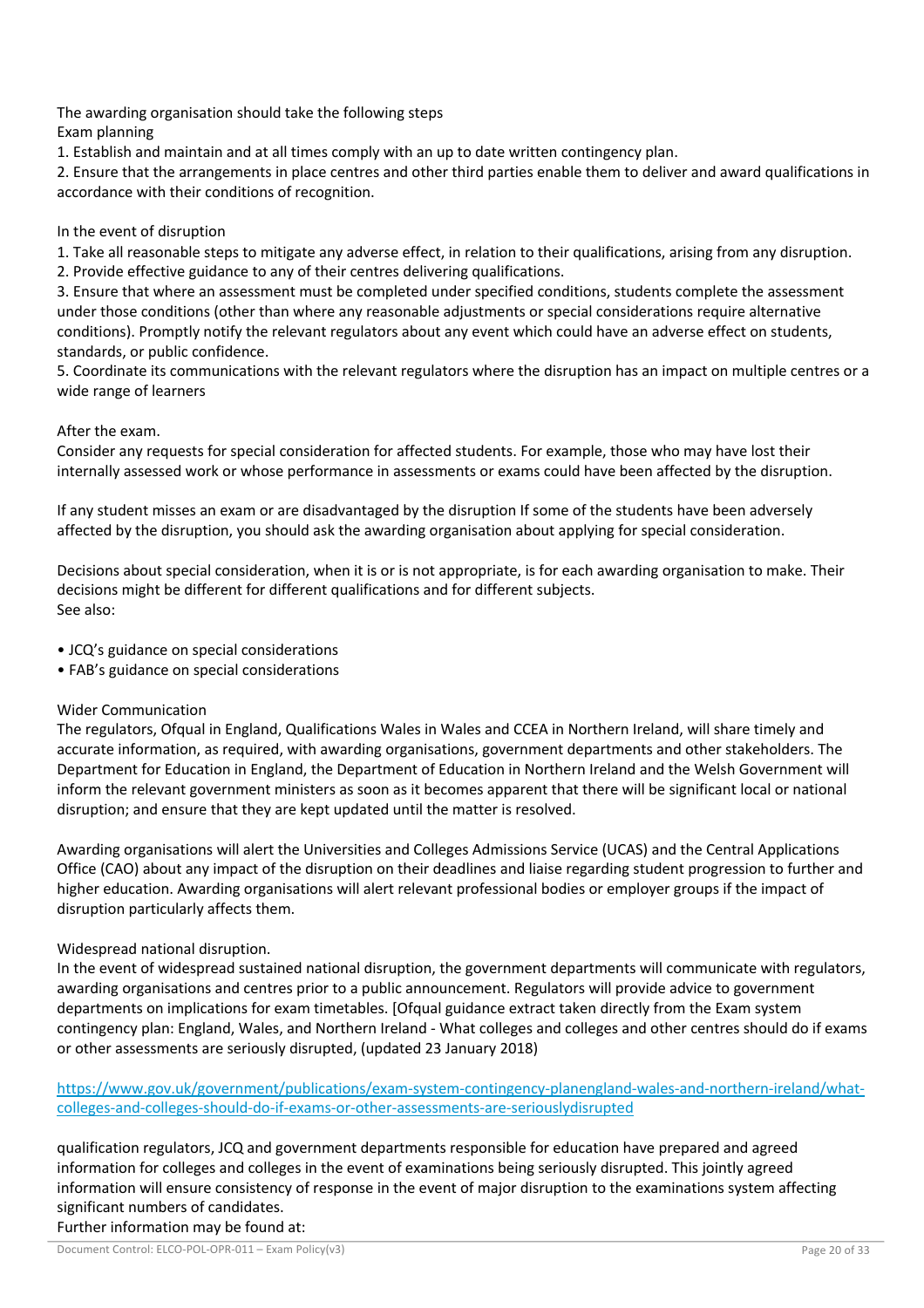The awarding organisation should take the following steps

Exam planning

1. Establish and maintain and at all times comply with an up to date written contingency plan.
2. Ensure that the arrangements in place centres and other third parties enable them to deliver and award qualifications in accordance with their conditions of recognition.

In the event of disruption

1. Take all reasonable steps to mitigate any adverse effect, in relation to their qualifications, arising from any disruption.
2. Provide effective guidance to any of their centres delivering qualifications.
3. Ensure that where an assessment must be completed under specified conditions, students complete the assessment under those conditions (other than where any reasonable adjustments or special considerations require alternative conditions). Promptly notify the relevant regulators about any event which could have an adverse effect on students, standards, or public confidence.
5. Coordinate its communications with the relevant regulators where the disruption has an impact on multiple centres or a wide range of learners

After the exam.

Consider any requests for special consideration for affected students. For example, those who may have lost their internally assessed work or whose performance in assessments or exams could have been affected by the disruption.

If any student misses an exam or are disadvantaged by the disruption If some of the students have been adversely affected by the disruption, you should ask the awarding organisation about applying for special consideration.

Decisions about special consideration, when it is or is not appropriate, is for each awarding organisation to make. Their decisions might be different for different qualifications and for different subjects.

See also:

- JCQ's guidance on special considerations
- FAB's guidance on special considerations

Wider Communication

The regulators, Ofqual in England, Qualifications Wales in Wales and CCEA in Northern Ireland, will share timely and accurate information, as required, with awarding organisations, government departments and other stakeholders. The Department for Education in England, the Department of Education in Northern Ireland and the Welsh Government will inform the relevant government ministers as soon as it becomes apparent that there will be significant local or national disruption; and ensure that they are kept updated until the matter is resolved.

Awarding organisations will alert the Universities and Colleges Admissions Service (UCAS) and the Central Applications Office (CAO) about any impact of the disruption on their deadlines and liaise regarding student progression to further and higher education. Awarding organisations will alert relevant professional bodies or employer groups if the impact of disruption particularly affects them.

Widespread national disruption.

In the event of widespread sustained national disruption, the government departments will communicate with regulators, awarding organisations and centres prior to a public announcement. Regulators will provide advice to government departments on implications for exam timetables. [Ofqual guidance extract taken directly from the Exam system contingency plan: England, Wales, and Northern Ireland - What colleges and colleges and other centres should do if exams or other assessments are seriously disrupted, (updated 23 January 2018)

[https://www.gov.uk/government/publications/exam-system-contingency-planengland-wales-and-northern-ireland/what-colleges-and-colleges-should-do-if-exams-or-other-assessments-are-seriouslydisrupted](https://www.gov.uk/government/publications/exam-system-contingency-planengland-wales-and-northern-ireland/what-colleges-and-colleges-should-do-if-exams-or-other-assessments-are-seriouslydisrupted)

qualification regulators, JCQ and government departments responsible for education have prepared and agreed information for colleges and colleges in the event of examinations being seriously disrupted. This jointly agreed information will ensure consistency of response in the event of major disruption to the examinations system affecting significant numbers of candidates.

Further information may be found at: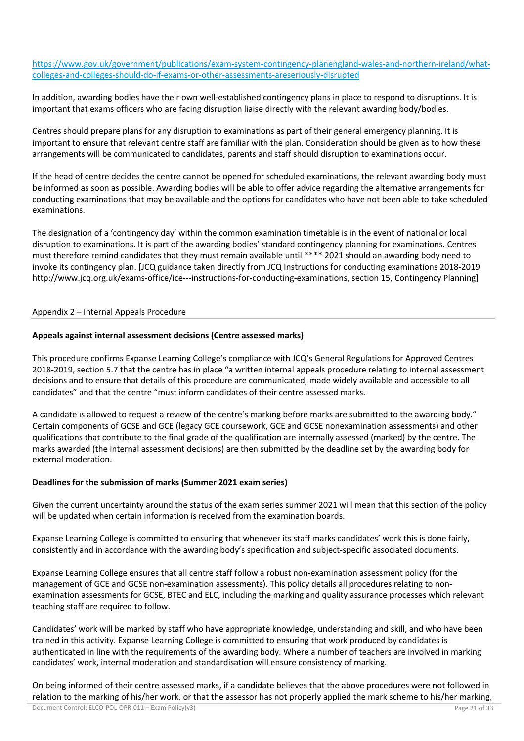https://www.gov.uk/government/publications/exam-system-contingency-planengland-wales-and-northern-ireland/what-colleges-and-colleges-should-do-if-exams-or-other-assessments-areseriously-disrupted

In addition, awarding bodies have their own well-established contingency plans in place to respond to disruptions. It is important that exams officers who are facing disruption liaise directly with the relevant awarding body/bodies.

Centres should prepare plans for any disruption to examinations as part of their general emergency planning. It is important to ensure that relevant centre staff are familiar with the plan. Consideration should be given as to how these arrangements will be communicated to candidates, parents and staff should disruption to examinations occur.

If the head of centre decides the centre cannot be opened for scheduled examinations, the relevant awarding body must be informed as soon as possible. Awarding bodies will be able to offer advice regarding the alternative arrangements for conducting examinations that may be available and the options for candidates who have not been able to take scheduled examinations.

The designation of a 'contingency day' within the common examination timetable is in the event of national or local disruption to examinations. It is part of the awarding bodies' standard contingency planning for examinations. Centres must therefore remind candidates that they must remain available until **** 2021 should an awarding body need to invoke its contingency plan. [JCQ guidance taken directly from JCQ Instructions for conducting examinations 2018-2019 http://www.jcq.org.uk/exams-office/ice---instructions-for-conducting-examinations, section 15, Contingency Planning]

## Appendix 2 – Internal Appeals Procedure

**Appeals against internal assessment decisions (Centre assessed marks)**

This procedure confirms Expanse Learning College's compliance with JCQ's General Regulations for Approved Centres 2018-2019, section 5.7 that the centre has in place "a written internal appeals procedure relating to internal assessment decisions and to ensure that details of this procedure are communicated, made widely available and accessible to all candidates" and that the centre "must inform candidates of their centre assessed marks.

A candidate is allowed to request a review of the centre's marking before marks are submitted to the awarding body." Certain components of GCSE and GCE (legacy GCE coursework, GCE and GCSE nonexamination assessments) and other qualifications that contribute to the final grade of the qualification are internally assessed (marked) by the centre. The marks awarded (the internal assessment decisions) are then submitted by the deadline set by the awarding body for external moderation.

**Deadlines for the submission of marks (Summer 2021 exam series)**

Given the current uncertainty around the status of the exam series summer 2021 will mean that this section of the policy will be updated when certain information is received from the examination boards.

Expanse Learning College is committed to ensuring that whenever its staff marks candidates' work this is done fairly, consistently and in accordance with the awarding body's specification and subject-specific associated documents.

Expanse Learning College ensures that all centre staff follow a robust non-examination assessment policy (for the management of GCE and GCSE non-examination assessments). This policy details all procedures relating to non-examination assessments for GCSE, BTEC and ELC, including the marking and quality assurance processes which relevant teaching staff are required to follow.

Candidates' work will be marked by staff who have appropriate knowledge, understanding and skill, and who have been trained in this activity. Expanse Learning College is committed to ensuring that work produced by candidates is authenticated in line with the requirements of the awarding body. Where a number of teachers are involved in marking candidates' work, internal moderation and standardisation will ensure consistency of marking.

On being informed of their centre assessed marks, if a candidate believes that the above procedures were not followed in relation to the marking of his/her work, or that the assessor has not properly applied the mark scheme to his/her marking,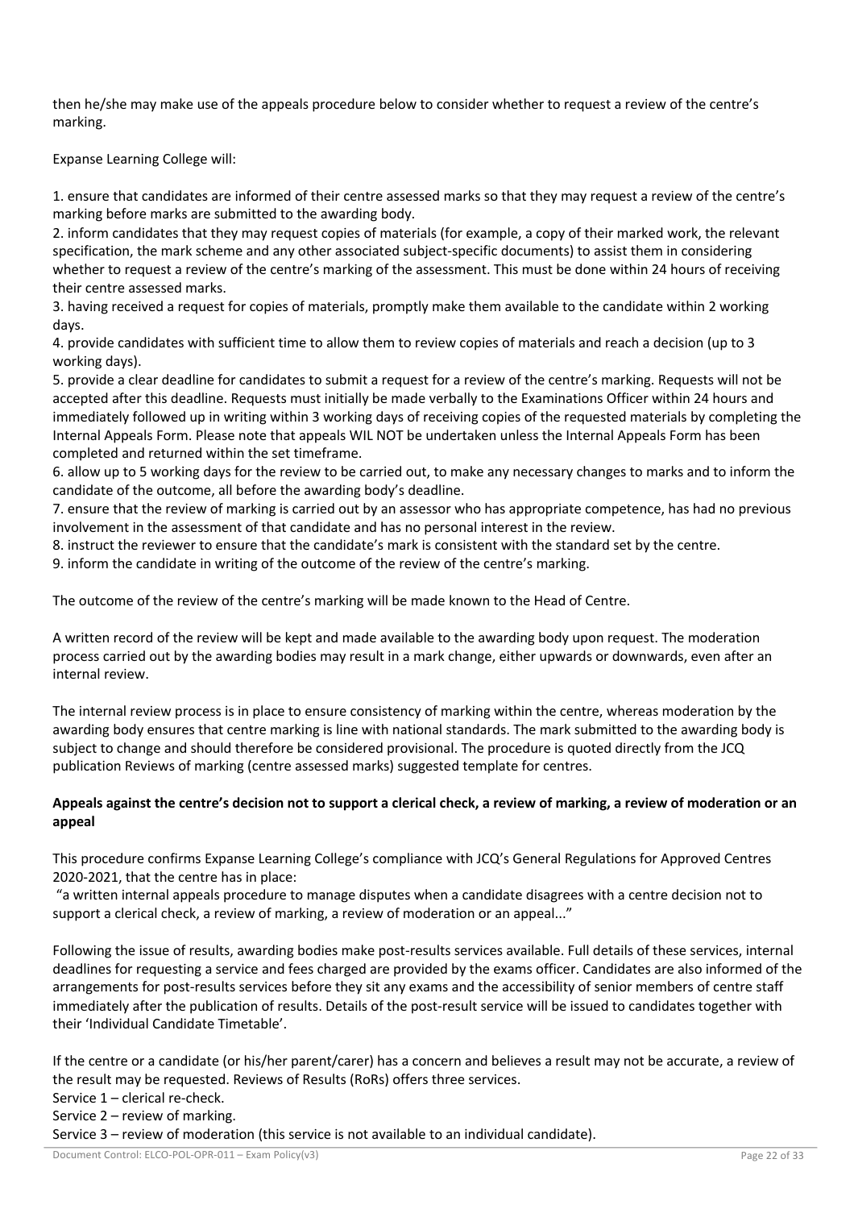then he/she may make use of the appeals procedure below to consider whether to request a review of the centre's marking.

Expanse Learning College will:

1. ensure that candidates are informed of their centre assessed marks so that they may request a review of the centre's marking before marks are submitted to the awarding body.
2. inform candidates that they may request copies of materials (for example, a copy of their marked work, the relevant specification, the mark scheme and any other associated subject-specific documents) to assist them in considering whether to request a review of the centre's marking of the assessment. This must be done within 24 hours of receiving their centre assessed marks.
3. having received a request for copies of materials, promptly make them available to the candidate within 2 working days.
4. provide candidates with sufficient time to allow them to review copies of materials and reach a decision (up to 3 working days).
5. provide a clear deadline for candidates to submit a request for a review of the centre's marking. Requests will not be accepted after this deadline. Requests must initially be made verbally to the Examinations Officer within 24 hours and immediately followed up in writing within 3 working days of receiving copies of the requested materials by completing the Internal Appeals Form. Please note that appeals WIL NOT be undertaken unless the Internal Appeals Form has been completed and returned within the set timeframe.
6. allow up to 5 working days for the review to be carried out, to make any necessary changes to marks and to inform the candidate of the outcome, all before the awarding body's deadline.
7. ensure that the review of marking is carried out by an assessor who has appropriate competence, has had no previous involvement in the assessment of that candidate and has no personal interest in the review.
8. instruct the reviewer to ensure that the candidate's mark is consistent with the standard set by the centre.
9. inform the candidate in writing of the outcome of the review of the centre's marking.

The outcome of the review of the centre's marking will be made known to the Head of Centre.

A written record of the review will be kept and made available to the awarding body upon request. The moderation process carried out by the awarding bodies may result in a mark change, either upwards or downwards, even after an internal review.

The internal review process is in place to ensure consistency of marking within the centre, whereas moderation by the awarding body ensures that centre marking is line with national standards. The mark submitted to the awarding body is subject to change and should therefore be considered provisional. The procedure is quoted directly from the JCQ publication Reviews of marking (centre assessed marks) suggested template for centres.

**Appeals against the centre's decision not to support a clerical check, a review of marking, a review of moderation or an appeal**

This procedure confirms Expanse Learning College's compliance with JCQ's General Regulations for Approved Centres 2020-2021, that the centre has in place:

"a written internal appeals procedure to manage disputes when a candidate disagrees with a centre decision not to support a clerical check, a review of marking, a review of moderation or an appeal..."

Following the issue of results, awarding bodies make post-results services available. Full details of these services, internal deadlines for requesting a service and fees charged are provided by the exams officer. Candidates are also informed of the arrangements for post-results services before they sit any exams and the accessibility of senior members of centre staff immediately after the publication of results. Details of the post-result service will be issued to candidates together with their 'Individual Candidate Timetable'.

If the centre or a candidate (or his/her parent/carer) has a concern and believes a result may not be accurate, a review of the result may be requested. Reviews of Results (RoRs) offers three services.

Service 1 – clerical re-check.

Service 2 – review of marking.

Service 3 – review of moderation (this service is not available to an individual candidate).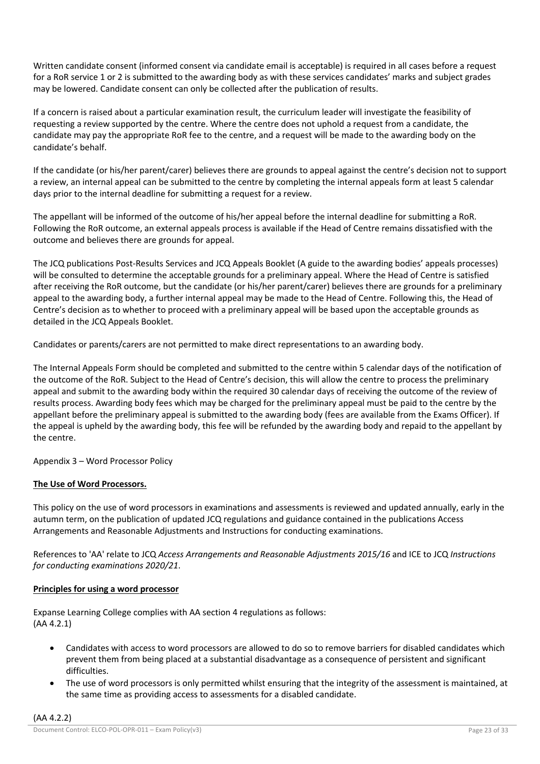Written candidate consent (informed consent via candidate email is acceptable) is required in all cases before a request for a RoR service 1 or 2 is submitted to the awarding body as with these services candidates' marks and subject grades may be lowered. Candidate consent can only be collected after the publication of results.

If a concern is raised about a particular examination result, the curriculum leader will investigate the feasibility of requesting a review supported by the centre. Where the centre does not uphold a request from a candidate, the candidate may pay the appropriate RoR fee to the centre, and a request will be made to the awarding body on the candidate's behalf.

If the candidate (or his/her parent/carer) believes there are grounds to appeal against the centre's decision not to support a review, an internal appeal can be submitted to the centre by completing the internal appeals form at least 5 calendar days prior to the internal deadline for submitting a request for a review.

The appellant will be informed of the outcome of his/her appeal before the internal deadline for submitting a RoR. Following the RoR outcome, an external appeals process is available if the Head of Centre remains dissatisfied with the outcome and believes there are grounds for appeal.

The JCQ publications Post-Results Services and JCQ Appeals Booklet (A guide to the awarding bodies' appeals processes) will be consulted to determine the acceptable grounds for a preliminary appeal. Where the Head of Centre is satisfied after receiving the RoR outcome, but the candidate (or his/her parent/carer) believes there are grounds for a preliminary appeal to the awarding body, a further internal appeal may be made to the Head of Centre. Following this, the Head of Centre's decision as to whether to proceed with a preliminary appeal will be based upon the acceptable grounds as detailed in the JCQ Appeals Booklet.

Candidates or parents/carers are not permitted to make direct representations to an awarding body.

The Internal Appeals Form should be completed and submitted to the centre within 5 calendar days of the notification of the outcome of the RoR. Subject to the Head of Centre's decision, this will allow the centre to process the preliminary appeal and submit to the awarding body within the required 30 calendar days of receiving the outcome of the review of results process. Awarding body fees which may be charged for the preliminary appeal must be paid to the centre by the appellant before the preliminary appeal is submitted to the awarding body (fees are available from the Exams Officer). If the appeal is upheld by the awarding body, this fee will be refunded by the awarding body and repaid to the appellant by the centre.

Appendix 3 – Word Processor Policy

**The Use of Word Processors.**

This policy on the use of word processors in examinations and assessments is reviewed and updated annually, early in the autumn term, on the publication of updated JCQ regulations and guidance contained in the publications Access Arrangements and Reasonable Adjustments and Instructions for conducting examinations.

References to 'AA' relate to JCQ *Access Arrangements and Reasonable Adjustments 2015/16* and ICE to JCQ *Instructions for conducting examinations 2020/21*.

**Principles for using a word processor**

Expanse Learning College complies with AA section 4 regulations as follows:
(AA 4.2.1)

- Candidates with access to word processors are allowed to do so to remove barriers for disabled candidates which prevent them from being placed at a substantial disadvantage as a consequence of persistent and significant difficulties.
- The use of word processors is only permitted whilst ensuring that the integrity of the assessment is maintained, at the same time as providing access to assessments for a disabled candidate.

(AA 4.2.2)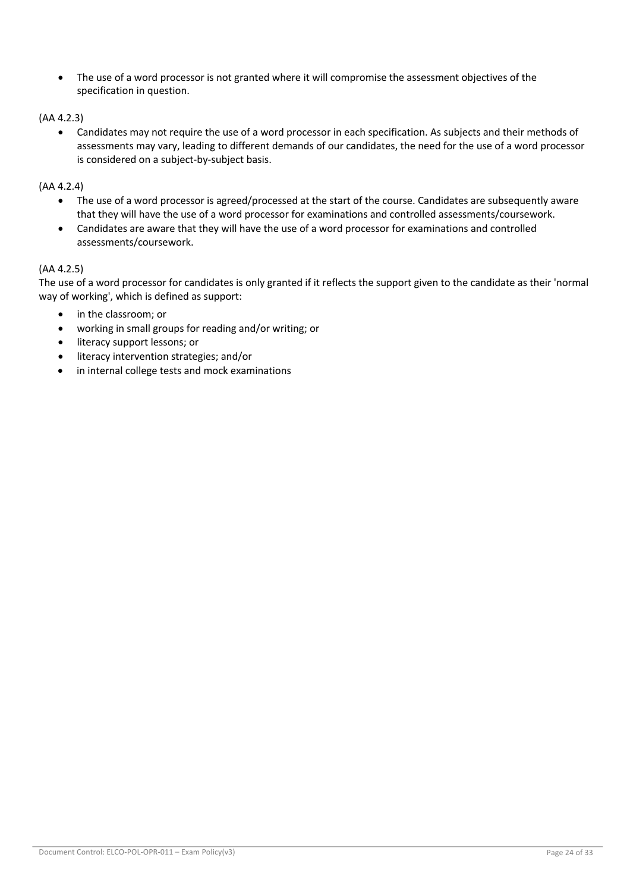- The use of a word processor is not granted where it will compromise the assessment objectives of the specification in question.

(AA 4.2.3)

- Candidates may not require the use of a word processor in each specification. As subjects and their methods of assessments may vary, leading to different demands of our candidates, the need for the use of a word processor is considered on a subject-by-subject basis.

(AA 4.2.4)

- The use of a word processor is agreed/processed at the start of the course. Candidates are subsequently aware that they will have the use of a word processor for examinations and controlled assessments/coursework.
- Candidates are aware that they will have the use of a word processor for examinations and controlled assessments/coursework.

(AA 4.2.5)

The use of a word processor for candidates is only granted if it reflects the support given to the candidate as their 'normal way of working', which is defined as support:

- in the classroom; or
- working in small groups for reading and/or writing; or
- literacy support lessons; or
- literacy intervention strategies; and/or
- in internal college tests and mock examinations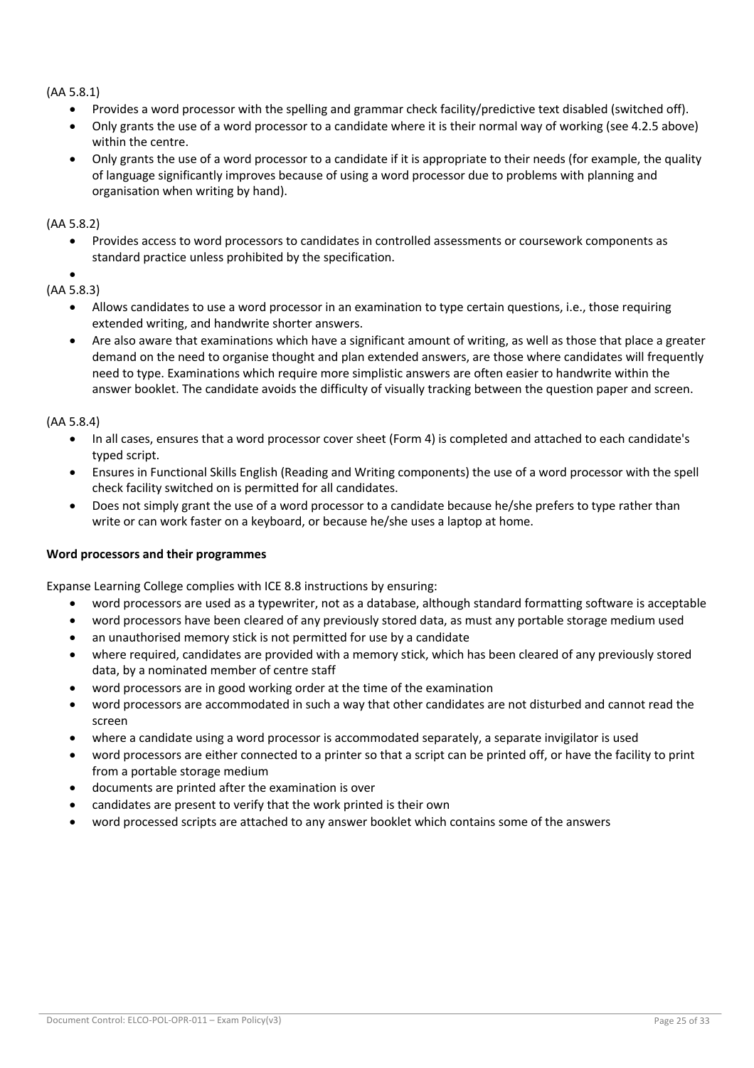(AA 5.8.1)

- Provides a word processor with the spelling and grammar check facility/predictive text disabled (switched off).
- Only grants the use of a word processor to a candidate where it is their normal way of working (see 4.2.5 above) within the centre.
- Only grants the use of a word processor to a candidate if it is appropriate to their needs (for example, the quality of language significantly improves because of using a word processor due to problems with planning and organisation when writing by hand).

(AA 5.8.2)

- Provides access to word processors to candidates in controlled assessments or coursework components as standard practice unless prohibited by the specification.
-

(AA 5.8.3)

- Allows candidates to use a word processor in an examination to type certain questions, i.e., those requiring extended writing, and handwrite shorter answers.
- Are also aware that examinations which have a significant amount of writing, as well as those that place a greater demand on the need to organise thought and plan extended answers, are those where candidates will frequently need to type. Examinations which require more simplistic answers are often easier to handwrite within the answer booklet. The candidate avoids the difficulty of visually tracking between the question paper and screen.

(AA 5.8.4)

- In all cases, ensures that a word processor cover sheet (Form 4) is completed and attached to each candidate's typed script.
- Ensures in Functional Skills English (Reading and Writing components) the use of a word processor with the spell check facility switched on is permitted for all candidates.
- Does not simply grant the use of a word processor to a candidate because he/she prefers to type rather than write or can work faster on a keyboard, or because he/she uses a laptop at home.

**Word processors and their programmes**

Expanse Learning College complies with ICE 8.8 instructions by ensuring:

- word processors are used as a typewriter, not as a database, although standard formatting software is acceptable
- word processors have been cleared of any previously stored data, as must any portable storage medium used
- an unauthorised memory stick is not permitted for use by a candidate
- where required, candidates are provided with a memory stick, which has been cleared of any previously stored data, by a nominated member of centre staff
- word processors are in good working order at the time of the examination
- word processors are accommodated in such a way that other candidates are not disturbed and cannot read the screen
- where a candidate using a word processor is accommodated separately, a separate invigilator is used
- word processors are either connected to a printer so that a script can be printed off, or have the facility to print from a portable storage medium
- documents are printed after the examination is over
- candidates are present to verify that the work printed is their own
- word processed scripts are attached to any answer booklet which contains some of the answers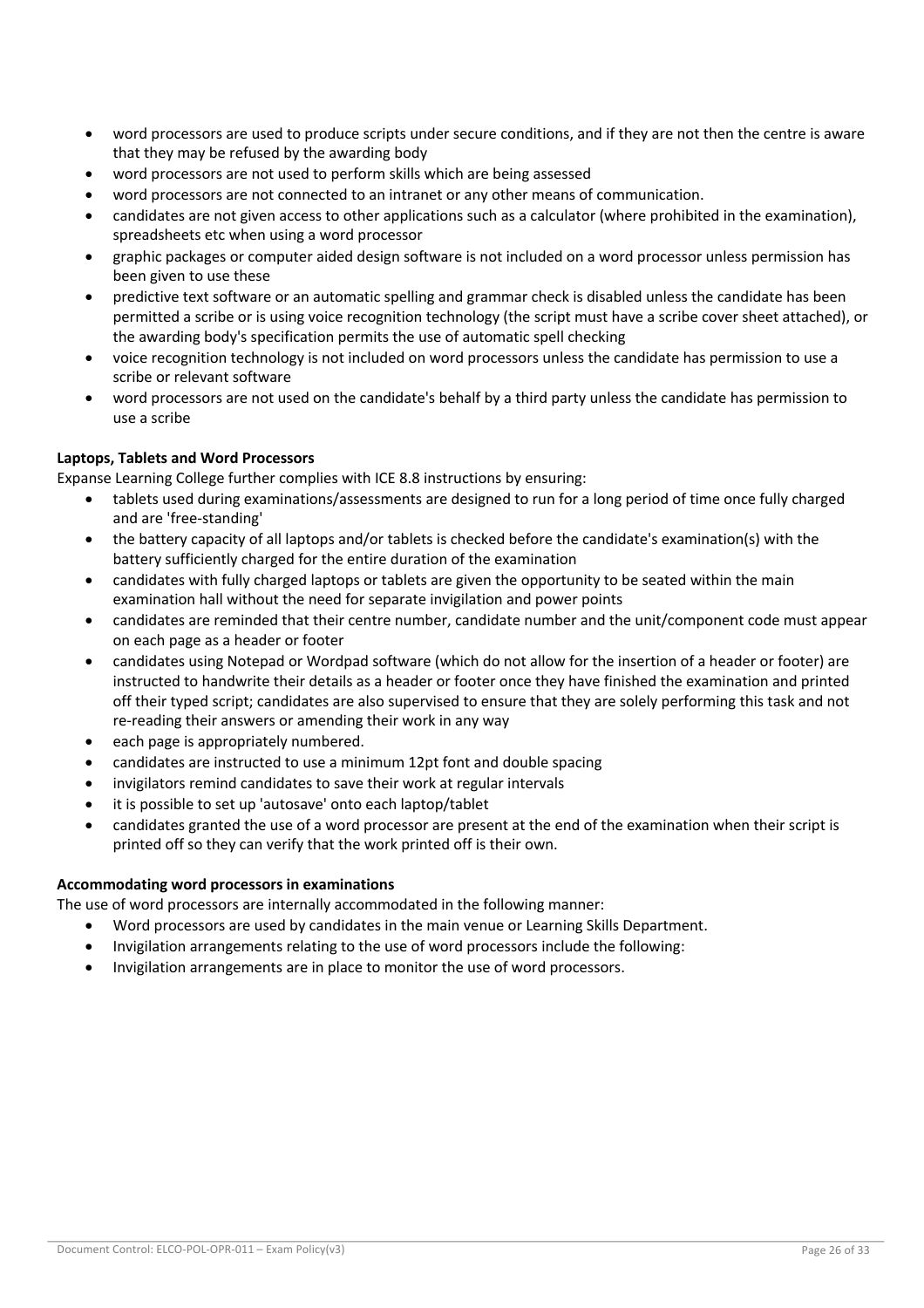- word processors are used to produce scripts under secure conditions, and if they are not then the centre is aware that they may be refused by the awarding body
- word processors are not used to perform skills which are being assessed
- word processors are not connected to an intranet or any other means of communication.
- candidates are not given access to other applications such as a calculator (where prohibited in the examination), spreadsheets etc when using a word processor
- graphic packages or computer aided design software is not included on a word processor unless permission has been given to use these
- predictive text software or an automatic spelling and grammar check is disabled unless the candidate has been permitted a scribe or is using voice recognition technology (the script must have a scribe cover sheet attached), or the awarding body's specification permits the use of automatic spell checking
- voice recognition technology is not included on word processors unless the candidate has permission to use a scribe or relevant software
- word processors are not used on the candidate's behalf by a third party unless the candidate has permission to use a scribe

**Laptops, Tablets and Word Processors**

Expanse Learning College further complies with ICE 8.8 instructions by ensuring:

- tablets used during examinations/assessments are designed to run for a long period of time once fully charged and are 'free-standing'
- the battery capacity of all laptops and/or tablets is checked before the candidate's examination(s) with the battery sufficiently charged for the entire duration of the examination
- candidates with fully charged laptops or tablets are given the opportunity to be seated within the main examination hall without the need for separate invigilation and power points
- candidates are reminded that their centre number, candidate number and the unit/component code must appear on each page as a header or footer
- candidates using Notepad or Wordpad software (which do not allow for the insertion of a header or footer) are instructed to handwrite their details as a header or footer once they have finished the examination and printed off their typed script; candidates are also supervised to ensure that they are solely performing this task and not re-reading their answers or amending their work in any way
- each page is appropriately numbered.
- candidates are instructed to use a minimum 12pt font and double spacing
- invigilators remind candidates to save their work at regular intervals
- it is possible to set up 'autosave' onto each laptop/tablet
- candidates granted the use of a word processor are present at the end of the examination when their script is printed off so they can verify that the work printed off is their own.

**Accommodating word processors in examinations**

The use of word processors are internally accommodated in the following manner:

- Word processors are used by candidates in the main venue or Learning Skills Department.
- Invigilation arrangements relating to the use of word processors include the following:
- Invigilation arrangements are in place to monitor the use of word processors.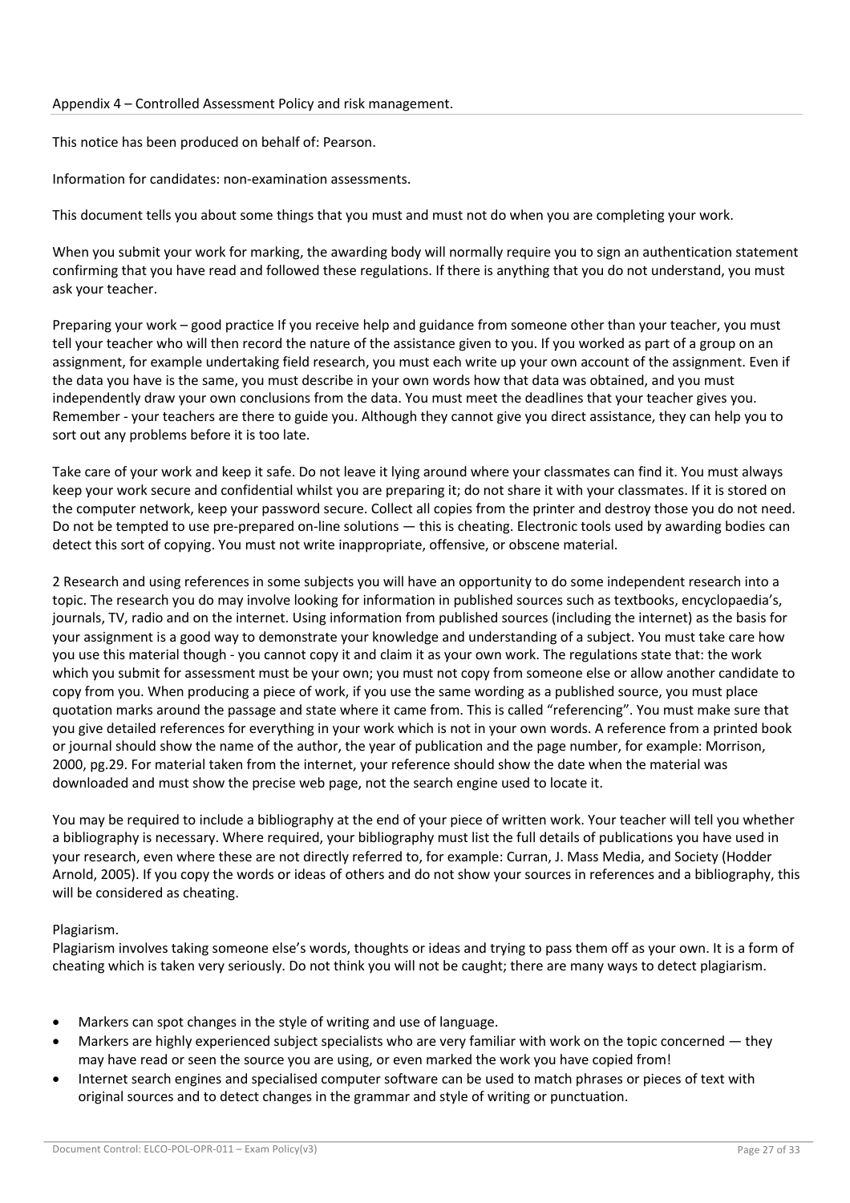Appendix 4 – Controlled Assessment Policy and risk management.

This notice has been produced on behalf of: Pearson.

Information for candidates: non-examination assessments.

This document tells you about some things that you must and must not do when you are completing your work.

When you submit your work for marking, the awarding body will normally require you to sign an authentication statement confirming that you have read and followed these regulations. If there is anything that you do not understand, you must ask your teacher.

Preparing your work – good practice If you receive help and guidance from someone other than your teacher, you must tell your teacher who will then record the nature of the assistance given to you. If you worked as part of a group on an assignment, for example undertaking field research, you must each write up your own account of the assignment. Even if the data you have is the same, you must describe in your own words how that data was obtained, and you must independently draw your own conclusions from the data. You must meet the deadlines that your teacher gives you. Remember - your teachers are there to guide you. Although they cannot give you direct assistance, they can help you to sort out any problems before it is too late.

Take care of your work and keep it safe. Do not leave it lying around where your classmates can find it. You must always keep your work secure and confidential whilst you are preparing it; do not share it with your classmates. If it is stored on the computer network, keep your password secure. Collect all copies from the printer and destroy those you do not need. Do not be tempted to use pre-prepared on-line solutions — this is cheating. Electronic tools used by awarding bodies can detect this sort of copying. You must not write inappropriate, offensive, or obscene material.

2 Research and using references in some subjects you will have an opportunity to do some independent research into a topic. The research you do may involve looking for information in published sources such as textbooks, encyclopaedia's, journals, TV, radio and on the internet. Using information from published sources (including the internet) as the basis for your assignment is a good way to demonstrate your knowledge and understanding of a subject. You must take care how you use this material though - you cannot copy it and claim it as your own work. The regulations state that: the work which you submit for assessment must be your own; you must not copy from someone else or allow another candidate to copy from you. When producing a piece of work, if you use the same wording as a published source, you must place quotation marks around the passage and state where it came from. This is called "referencing". You must make sure that you give detailed references for everything in your work which is not in your own words. A reference from a printed book or journal should show the name of the author, the year of publication and the page number, for example: Morrison, 2000, pg.29. For material taken from the internet, your reference should show the date when the material was downloaded and must show the precise web page, not the search engine used to locate it.

You may be required to include a bibliography at the end of your piece of written work. Your teacher will tell you whether a bibliography is necessary. Where required, your bibliography must list the full details of publications you have used in your research, even where these are not directly referred to, for example: Curran, J. Mass Media, and Society (Hodder Arnold, 2005). If you copy the words or ideas of others and do not show your sources in references and a bibliography, this will be considered as cheating.

Plagiarism.

Plagiarism involves taking someone else's words, thoughts or ideas and trying to pass them off as your own. It is a form of cheating which is taken very seriously. Do not think you will not be caught; there are many ways to detect plagiarism.

- Markers can spot changes in the style of writing and use of language.
- Markers are highly experienced subject specialists who are very familiar with work on the topic concerned — they may have read or seen the source you are using, or even marked the work you have copied from!
- Internet search engines and specialised computer software can be used to match phrases or pieces of text with original sources and to detect changes in the grammar and style of writing or punctuation.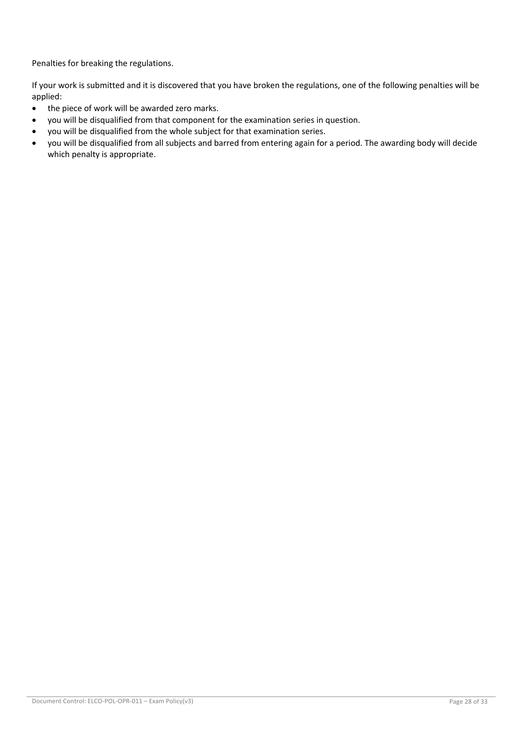Penalties for breaking the regulations.

If your work is submitted and it is discovered that you have broken the regulations, one of the following penalties will be applied:

- the piece of work will be awarded zero marks.
- you will be disqualified from that component for the examination series in question.
- you will be disqualified from the whole subject for that examination series.
- you will be disqualified from all subjects and barred from entering again for a period. The awarding body will decide which penalty is appropriate.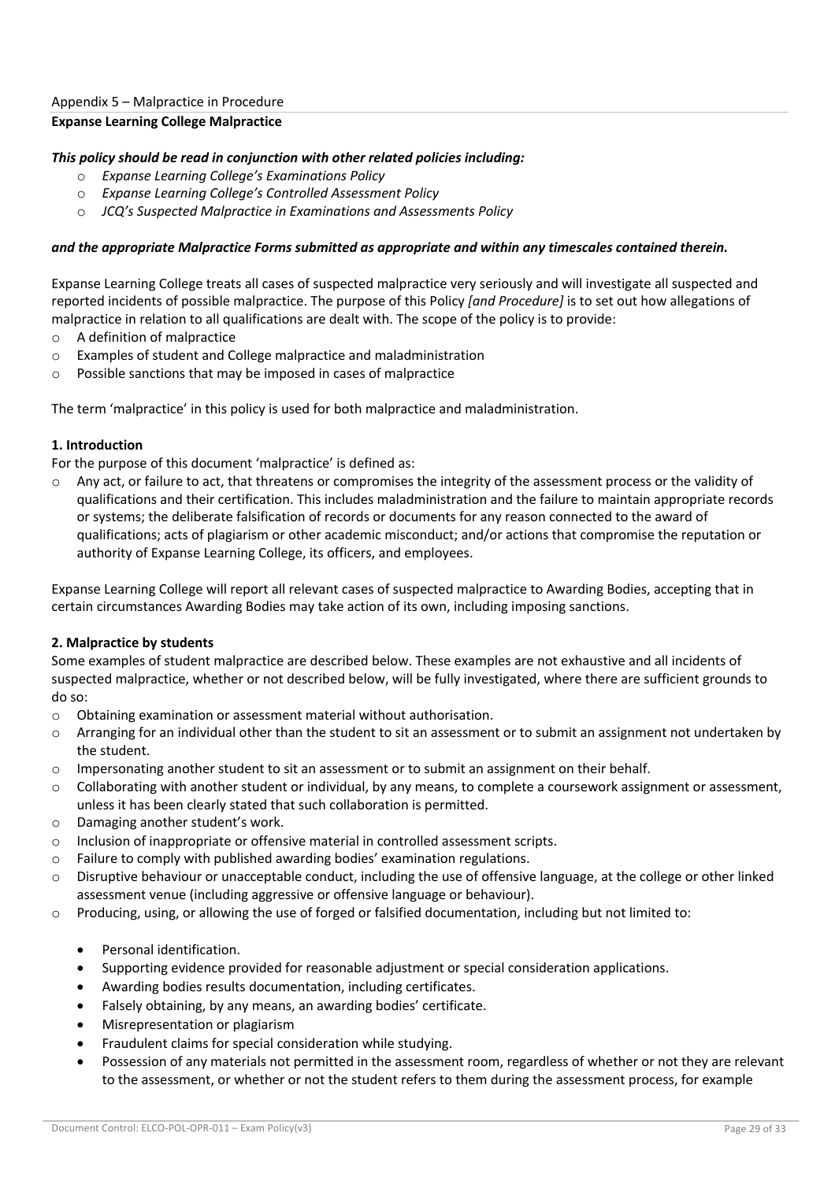Appendix 5 – Malpractice in Procedure

**Expanse Learning College Malpractice**

***This policy should be read in conjunction with other related policies including:***

- *Expanse Learning College's Examinations Policy*
- *Expanse Learning College's Controlled Assessment Policy*
- *JCQ's Suspected Malpractice in Examinations and Assessments Policy*

***and the appropriate Malpractice Forms submitted as appropriate and within any timescales contained therein.***

Expanse Learning College treats all cases of suspected malpractice very seriously and will investigate all suspected and reported incidents of possible malpractice. The purpose of this Policy *[and Procedure]* is to set out how allegations of malpractice in relation to all qualifications are dealt with. The scope of the policy is to provide:

- A definition of malpractice
- Examples of student and College malpractice and maladministration
- Possible sanctions that may be imposed in cases of malpractice

The term 'malpractice' in this policy is used for both malpractice and maladministration.

**1. Introduction**

For the purpose of this document 'malpractice' is defined as:

- Any act, or failure to act, that threatens or compromises the integrity of the assessment process or the validity of qualifications and their certification. This includes maladministration and the failure to maintain appropriate records or systems; the deliberate falsification of records or documents for any reason connected to the award of qualifications; acts of plagiarism or other academic misconduct; and/or actions that compromise the reputation or authority of Expanse Learning College, its officers, and employees.

Expanse Learning College will report all relevant cases of suspected malpractice to Awarding Bodies, accepting that in certain circumstances Awarding Bodies may take action of its own, including imposing sanctions.

**2. Malpractice by students**

Some examples of student malpractice are described below. These examples are not exhaustive and all incidents of suspected malpractice, whether or not described below, will be fully investigated, where there are sufficient grounds to do so:

- Obtaining examination or assessment material without authorisation.
- Arranging for an individual other than the student to sit an assessment or to submit an assignment not undertaken by the student.
- Impersonating another student to sit an assessment or to submit an assignment on their behalf.
- Collaborating with another student or individual, by any means, to complete a coursework assignment or assessment, unless it has been clearly stated that such collaboration is permitted.
- Damaging another student's work.
- Inclusion of inappropriate or offensive material in controlled assessment scripts.
- Failure to comply with published awarding bodies' examination regulations.
- Disruptive behaviour or unacceptable conduct, including the use of offensive language, at the college or other linked assessment venue (including aggressive or offensive language or behaviour).
- Producing, using, or allowing the use of forged or falsified documentation, including but not limited to:
  - Personal identification.
  - Supporting evidence provided for reasonable adjustment or special consideration applications.
  - Awarding bodies results documentation, including certificates.
  - Falsely obtaining, by any means, an awarding bodies' certificate.
  - Misrepresentation or plagiarism
  - Fraudulent claims for special consideration while studying.
  - Possession of any materials not permitted in the assessment room, regardless of whether or not they are relevant to the assessment, or whether or not the student refers to them during the assessment process, for example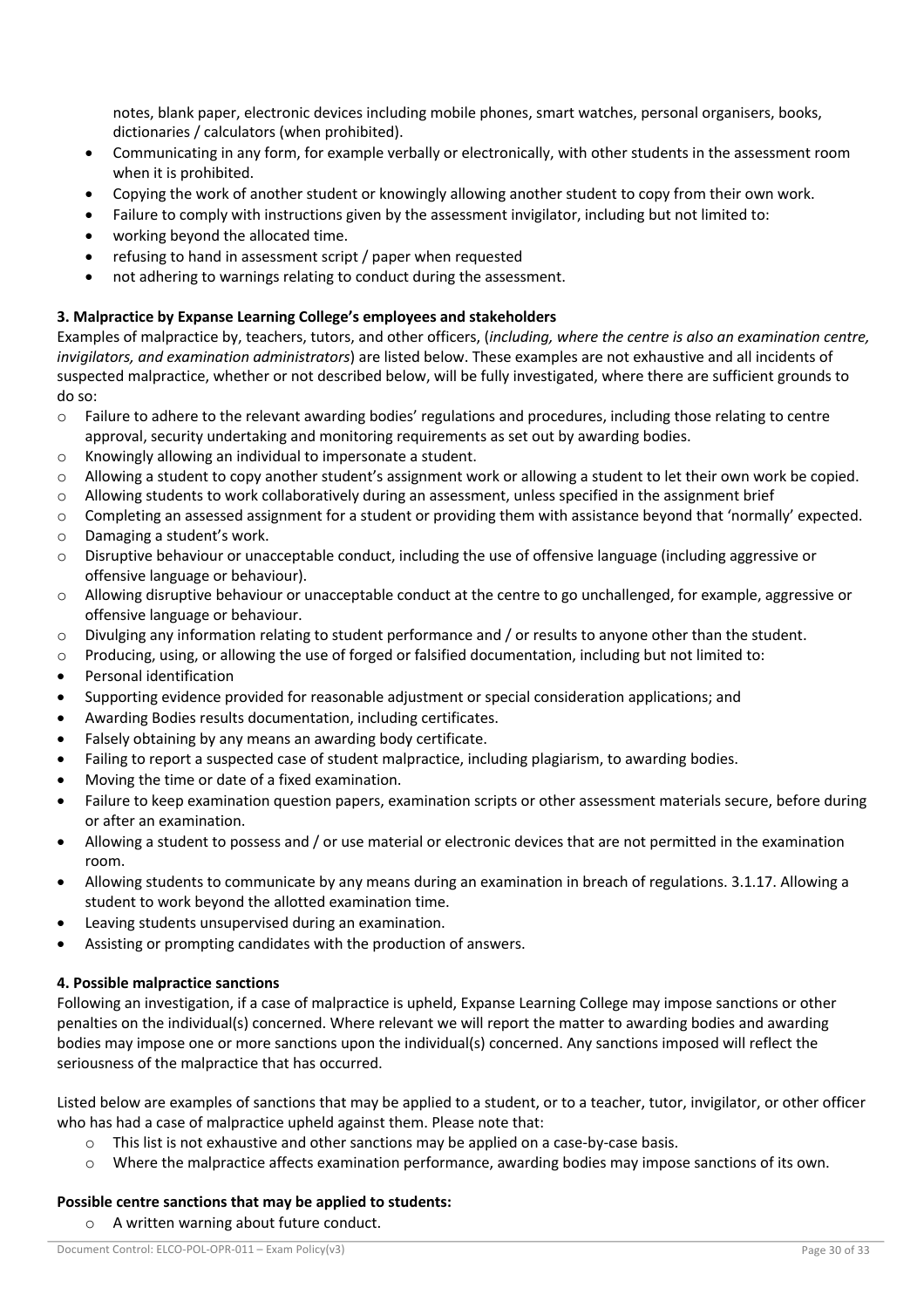notes, blank paper, electronic devices including mobile phones, smart watches, personal organisers, books, dictionaries / calculators (when prohibited).

- Communicating in any form, for example verbally or electronically, with other students in the assessment room when it is prohibited.
- Copying the work of another student or knowingly allowing another student to copy from their own work.
- Failure to comply with instructions given by the assessment invigilator, including but not limited to:
- working beyond the allocated time.
- refusing to hand in assessment script / paper when requested
- not adhering to warnings relating to conduct during the assessment.

**3. Malpractice by Expanse Learning College's employees and stakeholders**

Examples of malpractice by, teachers, tutors, and other officers, (*including, where the centre is also an examination centre, invigilators, and examination administrators*) are listed below. These examples are not exhaustive and all incidents of suspected malpractice, whether or not described below, will be fully investigated, where there are sufficient grounds to do so:

- Failure to adhere to the relevant awarding bodies' regulations and procedures, including those relating to centre approval, security undertaking and monitoring requirements as set out by awarding bodies.
- Knowingly allowing an individual to impersonate a student.
- Allowing a student to copy another student's assignment work or allowing a student to let their own work be copied.
- Allowing students to work collaboratively during an assessment, unless specified in the assignment brief
- Completing an assessed assignment for a student or providing them with assistance beyond that 'normally' expected.
- Damaging a student's work.
- Disruptive behaviour or unacceptable conduct, including the use of offensive language (including aggressive or offensive language or behaviour).
- Allowing disruptive behaviour or unacceptable conduct at the centre to go unchallenged, for example, aggressive or offensive language or behaviour.
- Divulging any information relating to student performance and / or results to anyone other than the student.
- Producing, using, or allowing the use of forged or falsified documentation, including but not limited to:
- Personal identification
- Supporting evidence provided for reasonable adjustment or special consideration applications; and
- Awarding Bodies results documentation, including certificates.
- Falsely obtaining by any means an awarding body certificate.
- Failing to report a suspected case of student malpractice, including plagiarism, to awarding bodies.
- Moving the time or date of a fixed examination.
- Failure to keep examination question papers, examination scripts or other assessment materials secure, before during or after an examination.
- Allowing a student to possess and / or use material or electronic devices that are not permitted in the examination room.
- Allowing students to communicate by any means during an examination in breach of regulations. 3.1.17. Allowing a student to work beyond the allotted examination time.
- Leaving students unsupervised during an examination.
- Assisting or prompting candidates with the production of answers.

**4. Possible malpractice sanctions**

Following an investigation, if a case of malpractice is upheld, Expanse Learning College may impose sanctions or other penalties on the individual(s) concerned. Where relevant we will report the matter to awarding bodies and awarding bodies may impose one or more sanctions upon the individual(s) concerned. Any sanctions imposed will reflect the seriousness of the malpractice that has occurred.

Listed below are examples of sanctions that may be applied to a student, or to a teacher, tutor, invigilator, or other officer who has had a case of malpractice upheld against them. Please note that:

- This list is not exhaustive and other sanctions may be applied on a case-by-case basis.
- Where the malpractice affects examination performance, awarding bodies may impose sanctions of its own.

**Possible centre sanctions that may be applied to students:**

- A written warning about future conduct.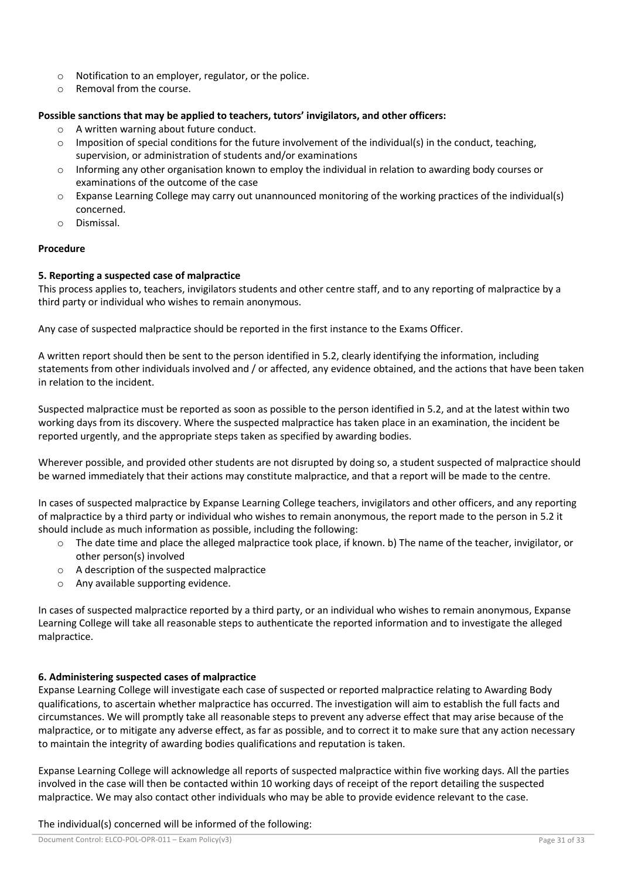- Notification to an employer, regulator, or the police.
- Removal from the course.

**Possible sanctions that may be applied to teachers, tutors' invigilators, and other officers:**

- A written warning about future conduct.
- Imposition of special conditions for the future involvement of the individual(s) in the conduct, teaching, supervision, or administration of students and/or examinations
- Informing any other organisation known to employ the individual in relation to awarding body courses or examinations of the outcome of the case
- Expanse Learning College may carry out unannounced monitoring of the working practices of the individual(s) concerned.
- Dismissal.

**Procedure**

**5. Reporting a suspected case of malpractice**

This process applies to, teachers, invigilators students and other centre staff, and to any reporting of malpractice by a third party or individual who wishes to remain anonymous.

Any case of suspected malpractice should be reported in the first instance to the Exams Officer.

A written report should then be sent to the person identified in 5.2, clearly identifying the information, including statements from other individuals involved and / or affected, any evidence obtained, and the actions that have been taken in relation to the incident.

Suspected malpractice must be reported as soon as possible to the person identified in 5.2, and at the latest within two working days from its discovery. Where the suspected malpractice has taken place in an examination, the incident be reported urgently, and the appropriate steps taken as specified by awarding bodies.

Wherever possible, and provided other students are not disrupted by doing so, a student suspected of malpractice should be warned immediately that their actions may constitute malpractice, and that a report will be made to the centre.

In cases of suspected malpractice by Expanse Learning College teachers, invigilators and other officers, and any reporting of malpractice by a third party or individual who wishes to remain anonymous, the report made to the person in 5.2 it should include as much information as possible, including the following:

- The date time and place the alleged malpractice took place, if known. b) The name of the teacher, invigilator, or other person(s) involved
- A description of the suspected malpractice
- Any available supporting evidence.

In cases of suspected malpractice reported by a third party, or an individual who wishes to remain anonymous, Expanse Learning College will take all reasonable steps to authenticate the reported information and to investigate the alleged malpractice.

**6. Administering suspected cases of malpractice**

Expanse Learning College will investigate each case of suspected or reported malpractice relating to Awarding Body qualifications, to ascertain whether malpractice has occurred. The investigation will aim to establish the full facts and circumstances. We will promptly take all reasonable steps to prevent any adverse effect that may arise because of the malpractice, or to mitigate any adverse effect, as far as possible, and to correct it to make sure that any action necessary to maintain the integrity of awarding bodies qualifications and reputation is taken.

Expanse Learning College will acknowledge all reports of suspected malpractice within five working days. All the parties involved in the case will then be contacted within 10 working days of receipt of the report detailing the suspected malpractice. We may also contact other individuals who may be able to provide evidence relevant to the case.

The individual(s) concerned will be informed of the following: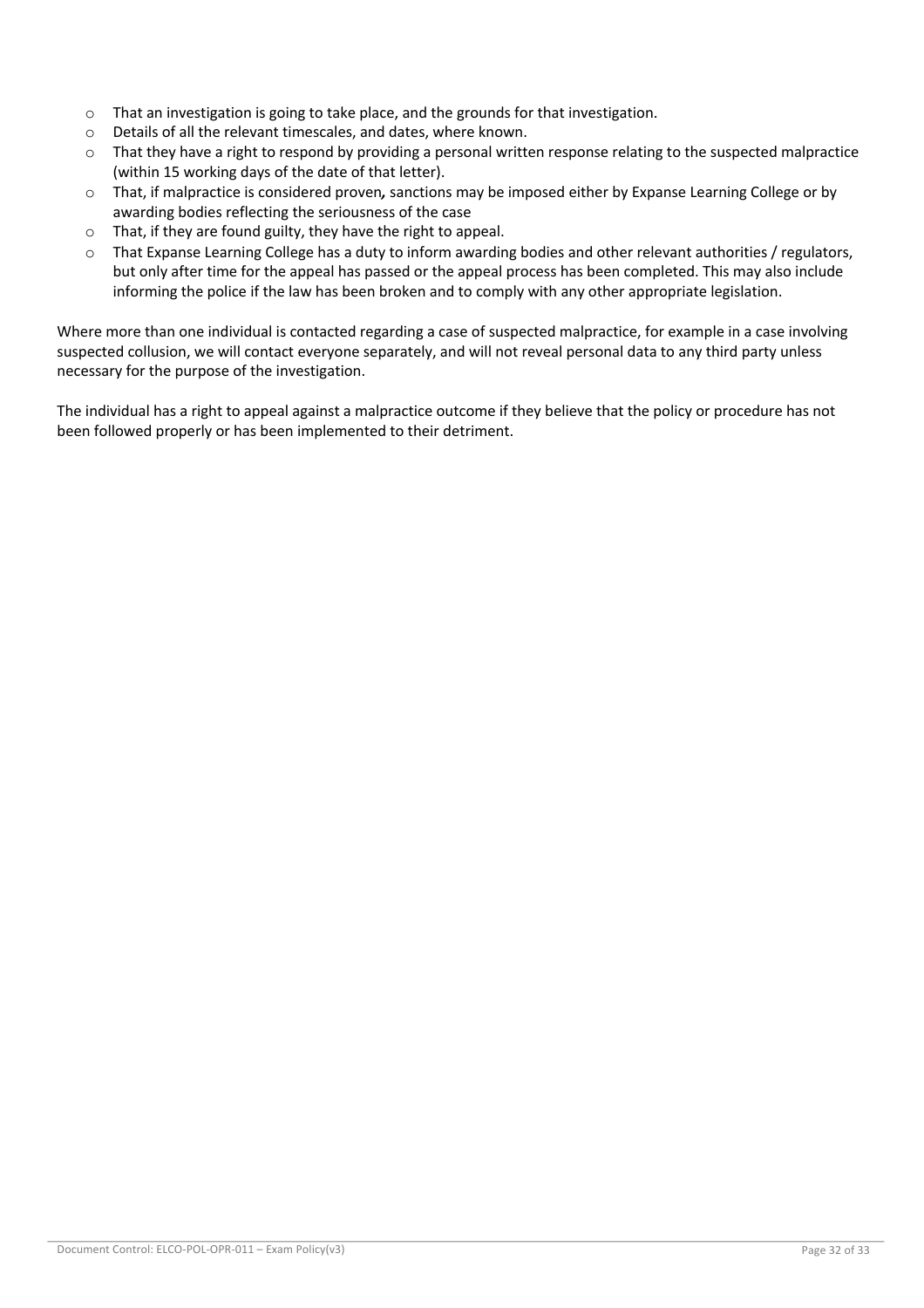- That an investigation is going to take place, and the grounds for that investigation.
- Details of all the relevant timescales, and dates, where known.
- That they have a right to respond by providing a personal written response relating to the suspected malpractice (within 15 working days of the date of that letter).
- That, if malpractice is considered proven*,* sanctions may be imposed either by Expanse Learning College or by awarding bodies reflecting the seriousness of the case
- That, if they are found guilty, they have the right to appeal.
- That Expanse Learning College has a duty to inform awarding bodies and other relevant authorities / regulators, but only after time for the appeal has passed or the appeal process has been completed. This may also include informing the police if the law has been broken and to comply with any other appropriate legislation.

Where more than one individual is contacted regarding a case of suspected malpractice, for example in a case involving suspected collusion, we will contact everyone separately, and will not reveal personal data to any third party unless necessary for the purpose of the investigation.

The individual has a right to appeal against a malpractice outcome if they believe that the policy or procedure has not been followed properly or has been implemented to their detriment.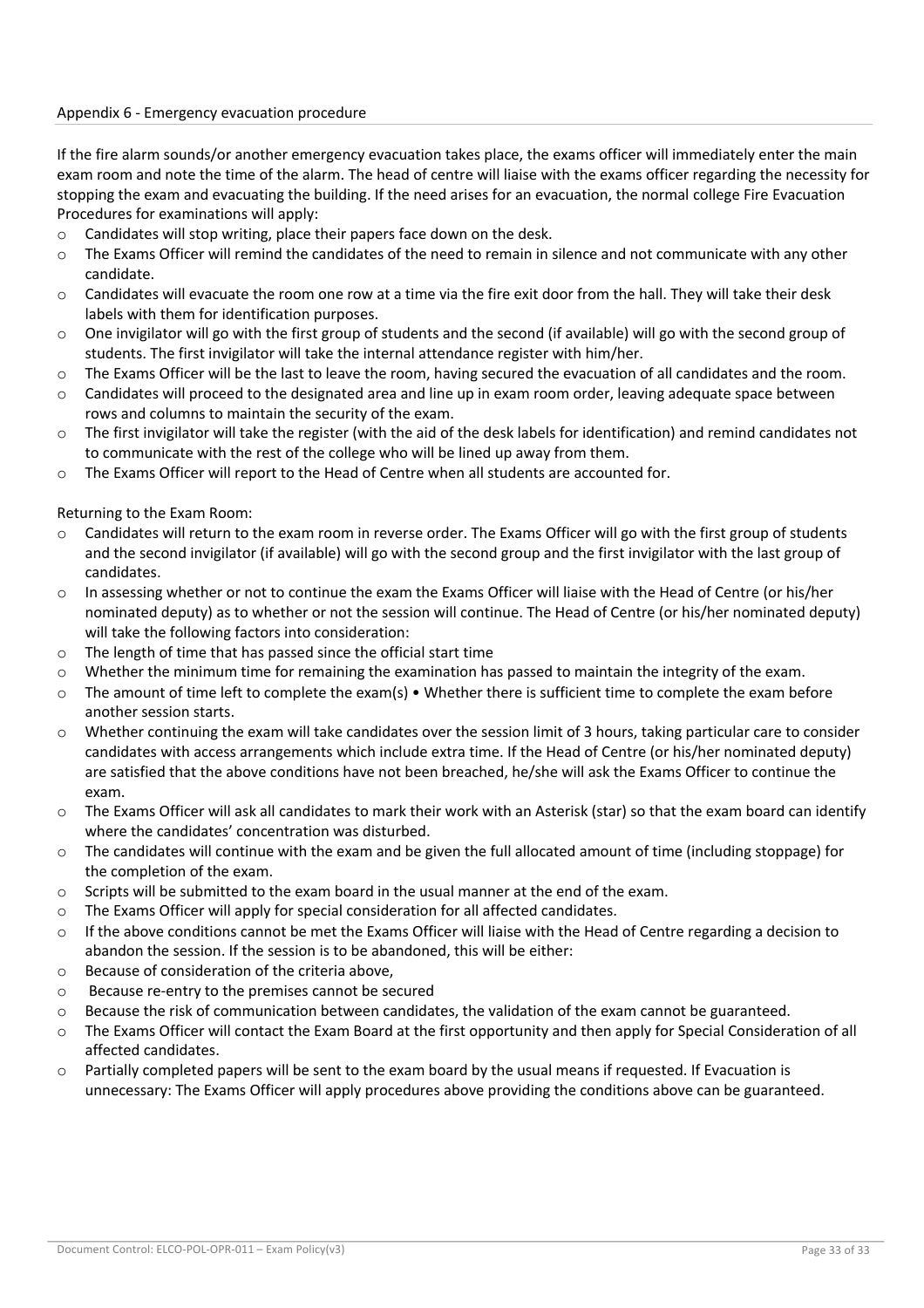## Appendix 6 - Emergency evacuation procedure

If the fire alarm sounds/or another emergency evacuation takes place, the exams officer will immediately enter the main exam room and note the time of the alarm. The head of centre will liaise with the exams officer regarding the necessity for stopping the exam and evacuating the building. If the need arises for an evacuation, the normal college Fire Evacuation Procedures for examinations will apply:

- Candidates will stop writing, place their papers face down on the desk.
- The Exams Officer will remind the candidates of the need to remain in silence and not communicate with any other candidate.
- Candidates will evacuate the room one row at a time via the fire exit door from the hall. They will take their desk labels with them for identification purposes.
- One invigilator will go with the first group of students and the second (if available) will go with the second group of students. The first invigilator will take the internal attendance register with him/her.
- The Exams Officer will be the last to leave the room, having secured the evacuation of all candidates and the room.
- Candidates will proceed to the designated area and line up in exam room order, leaving adequate space between rows and columns to maintain the security of the exam.
- The first invigilator will take the register (with the aid of the desk labels for identification) and remind candidates not to communicate with the rest of the college who will be lined up away from them.
- The Exams Officer will report to the Head of Centre when all students are accounted for.

Returning to the Exam Room:

- Candidates will return to the exam room in reverse order. The Exams Officer will go with the first group of students and the second invigilator (if available) will go with the second group and the first invigilator with the last group of candidates.
- In assessing whether or not to continue the exam the Exams Officer will liaise with the Head of Centre (or his/her nominated deputy) as to whether or not the session will continue. The Head of Centre (or his/her nominated deputy) will take the following factors into consideration:
- The length of time that has passed since the official start time
- Whether the minimum time for remaining the examination has passed to maintain the integrity of the exam.
- The amount of time left to complete the exam(s) • Whether there is sufficient time to complete the exam before another session starts.
- Whether continuing the exam will take candidates over the session limit of 3 hours, taking particular care to consider candidates with access arrangements which include extra time. If the Head of Centre (or his/her nominated deputy) are satisfied that the above conditions have not been breached, he/she will ask the Exams Officer to continue the exam.
- The Exams Officer will ask all candidates to mark their work with an Asterisk (star) so that the exam board can identify where the candidates' concentration was disturbed.
- The candidates will continue with the exam and be given the full allocated amount of time (including stoppage) for the completion of the exam.
- Scripts will be submitted to the exam board in the usual manner at the end of the exam.
- The Exams Officer will apply for special consideration for all affected candidates.
- If the above conditions cannot be met the Exams Officer will liaise with the Head of Centre regarding a decision to abandon the session. If the session is to be abandoned, this will be either:
- Because of consideration of the criteria above,
- Because re-entry to the premises cannot be secured
- Because the risk of communication between candidates, the validation of the exam cannot be guaranteed.
- The Exams Officer will contact the Exam Board at the first opportunity and then apply for Special Consideration of all affected candidates.
- Partially completed papers will be sent to the exam board by the usual means if requested. If Evacuation is unnecessary: The Exams Officer will apply procedures above providing the conditions above can be guaranteed.

Document Control: ELCO-POL-OPR-011 – Exam Policy(v3)